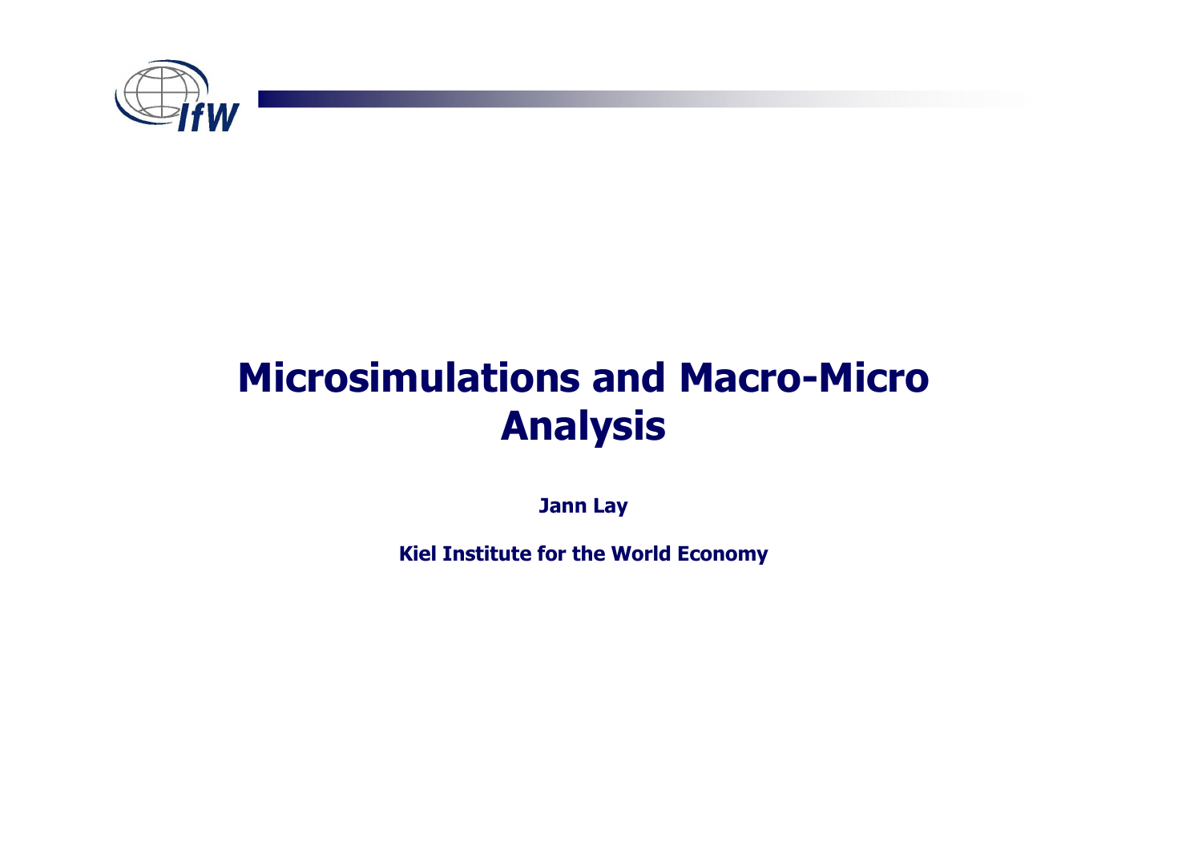# Microsimulations and Macro-Micro Analysis

**Jann Lay**

**Kiel Institute for the World Economy**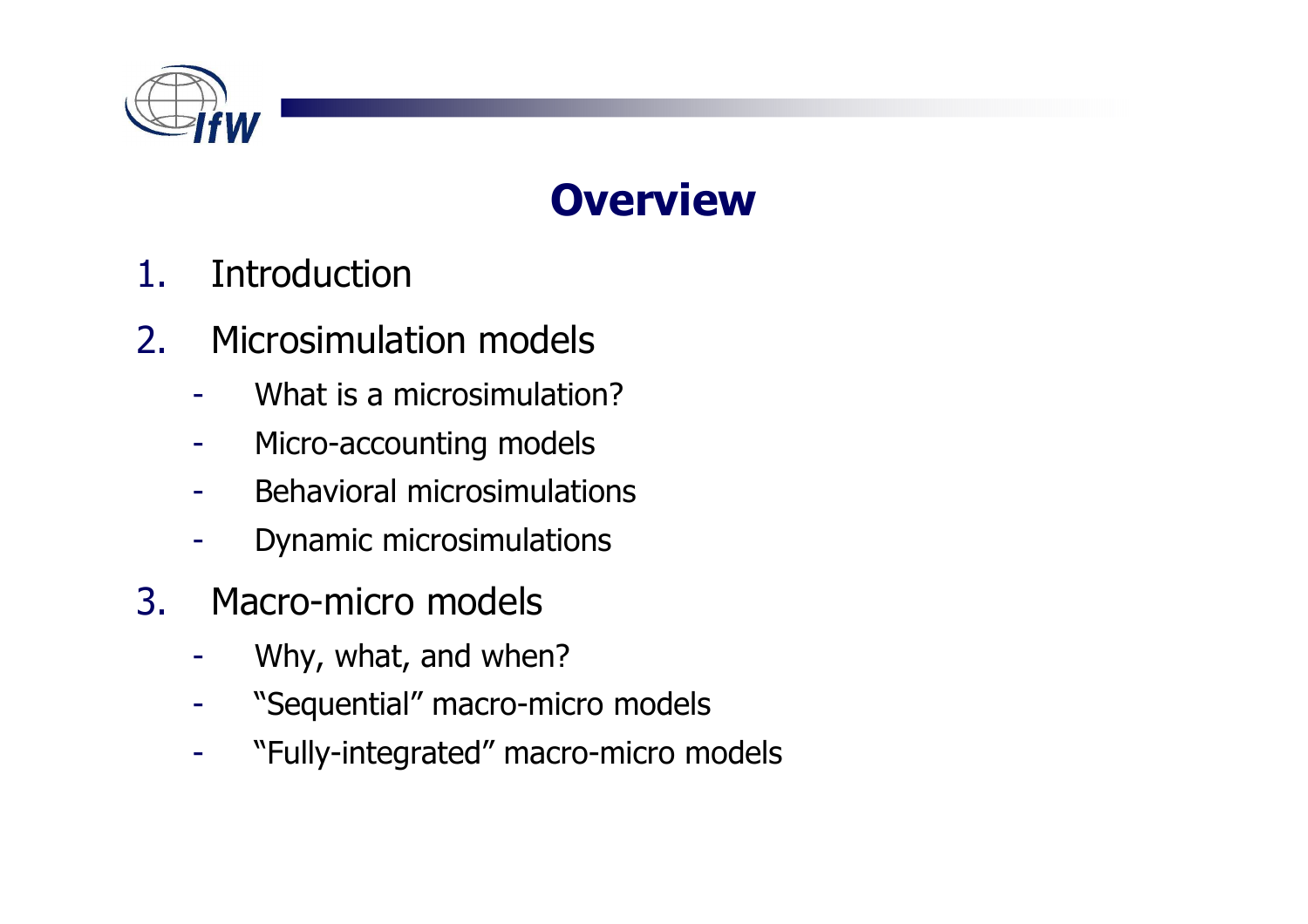# Overview

1. Introduction
2. Microsimulation models
   - What is a microsimulation?
   - Micro-accounting models
   - Behavioral microsimulations
   - Dynamic microsimulations
3. Macro-micro models
   - Why, what, and when?
   - "Sequential" macro-micro models
   - "Fully-integrated" macro-micro models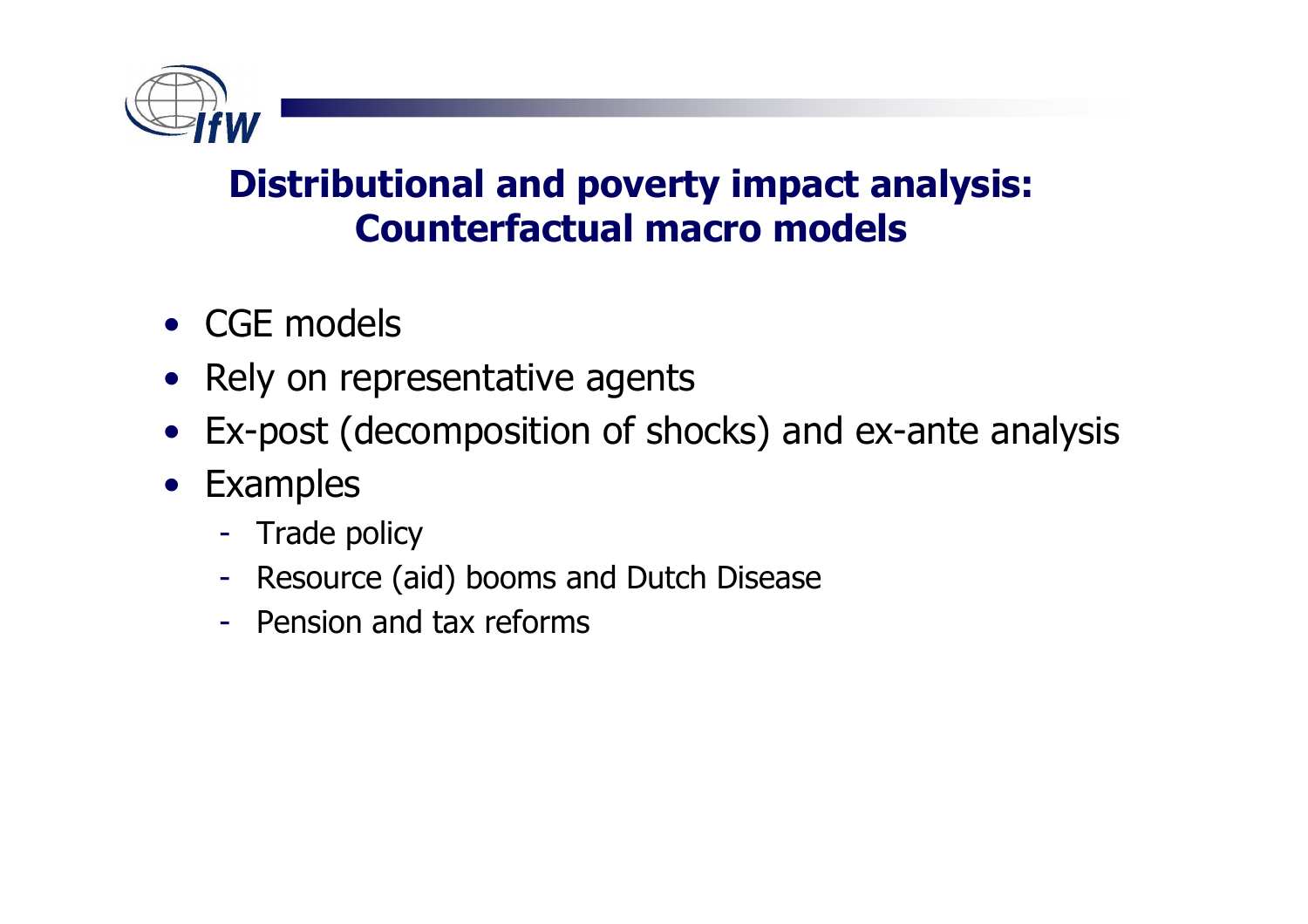## Distributional and poverty impact analysis: Counterfactual macro models

- CGE models
- Rely on representative agents
- Ex-post (decomposition of shocks) and ex-ante analysis
- Examples
  - Trade policy
  - Resource (aid) booms and Dutch Disease
  - Pension and tax reforms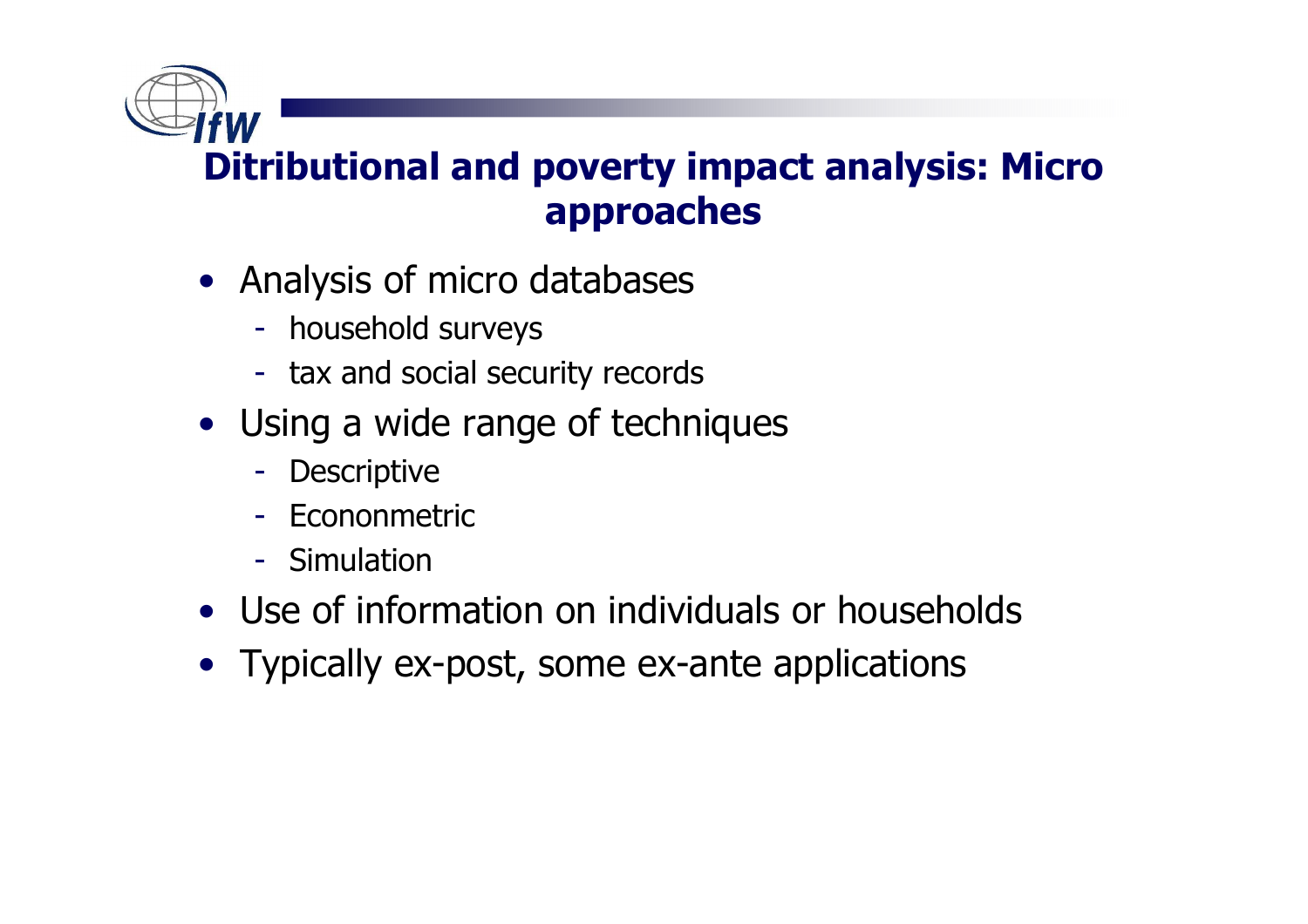# Ditributional and poverty impact analysis: Micro approaches

- Analysis of micro databases
  - household surveys
  - tax and social security records
- Using a wide range of techniques
  - Descriptive
  - Econonmetric
  - Simulation
- Use of information on individuals or households
- Typically ex-post, some ex-ante applications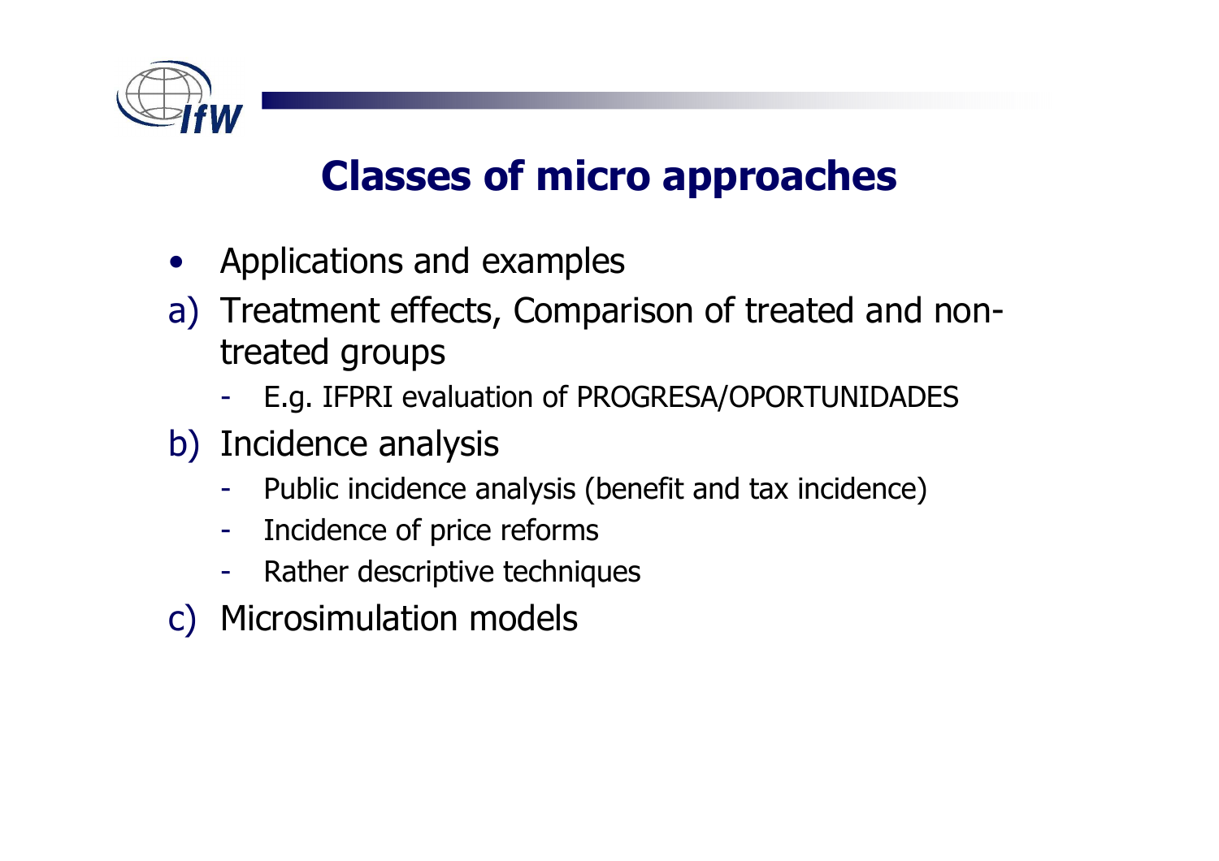# Classes of micro approaches

- Applications and examples

a) Treatment effects, Comparison of treated and non-treated groups
   - E.g. IFPRI evaluation of PROGRESA/OPORTUNIDADES

b) Incidence analysis
   - Public incidence analysis (benefit and tax incidence)
   - Incidence of price reforms
   - Rather descriptive techniques

c) Microsimulation models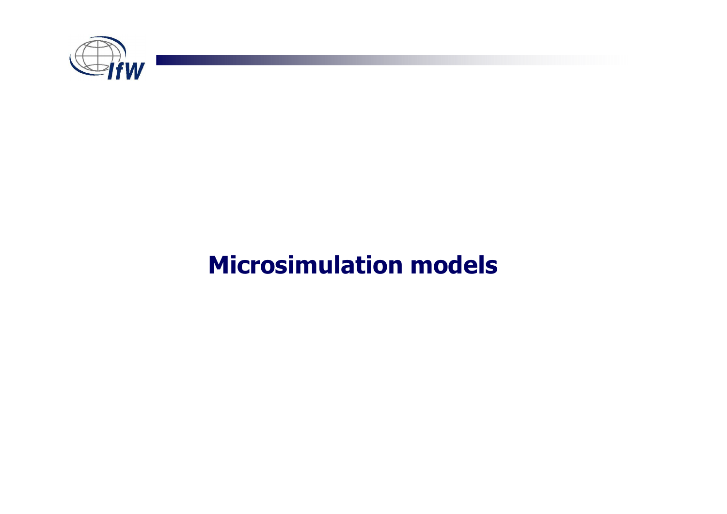# Microsimulation models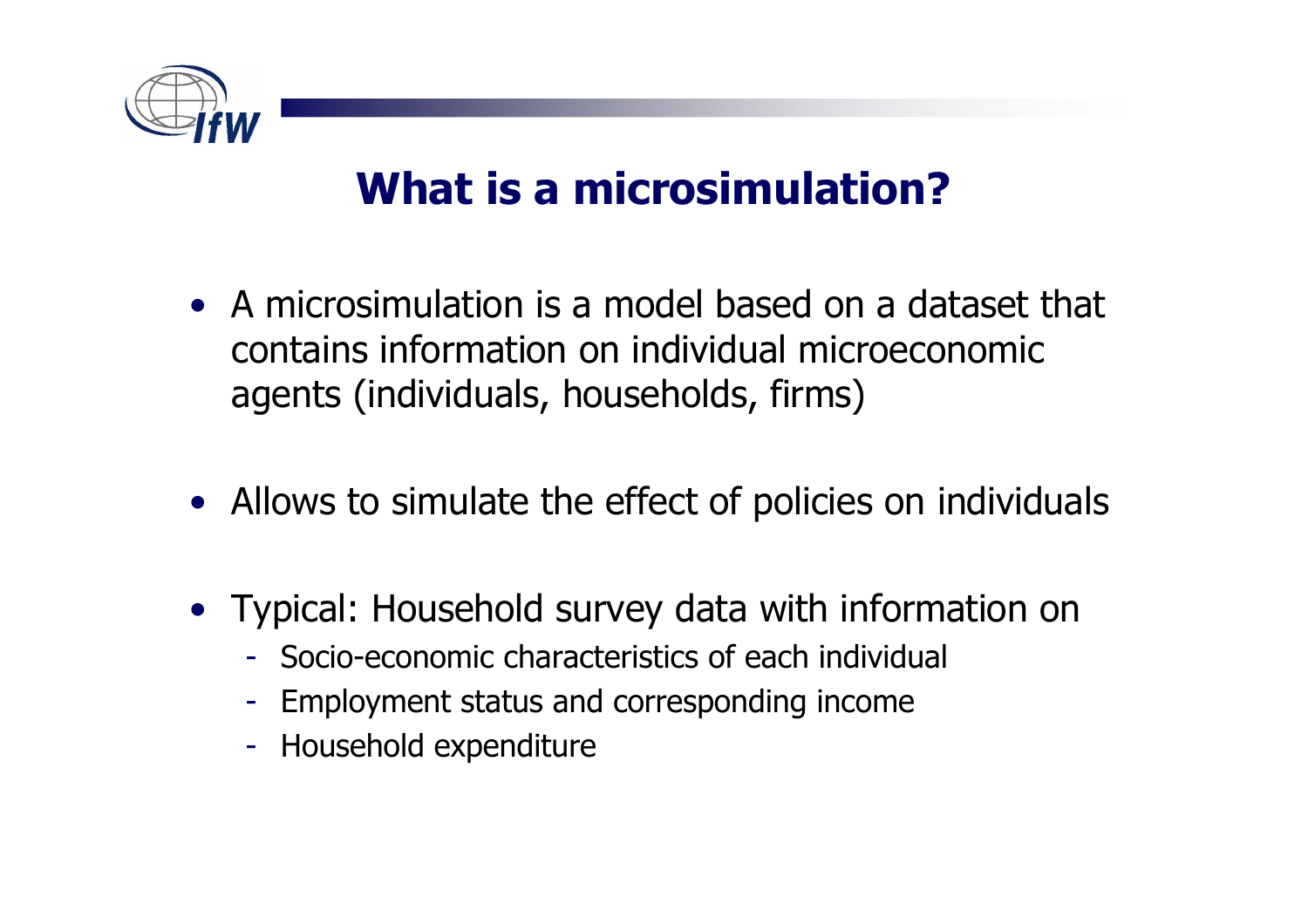# What is a microsimulation?

- A microsimulation is a model based on a dataset that contains information on individual microeconomic agents (individuals, households, firms)

- Allows to simulate the effect of policies on individuals

- Typical: Household survey data with information on
  - Socio-economic characteristics of each individual
  - Employment status and corresponding income
  - Household expenditure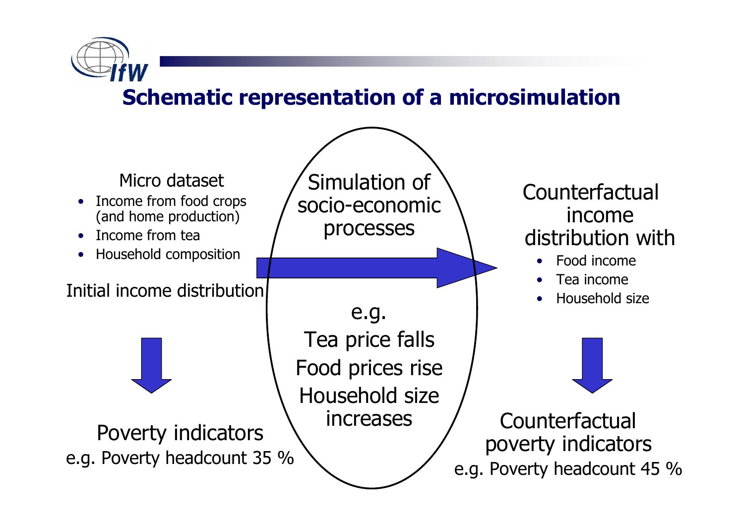# Schematic representation of a microsimulation

Micro dataset

- Income from food crops (and home production)
- Income from tea
- Household composition

Initial income distribution

Poverty indicators

e.g. Poverty headcount 35 %

Simulation of socio-economic processes

e.g.

Tea price falls

Food prices rise

Household size increases

Counterfactual income distribution with

- Food income
- Tea income
- Household size

Counterfactual poverty indicators

e.g. Poverty headcount 45 %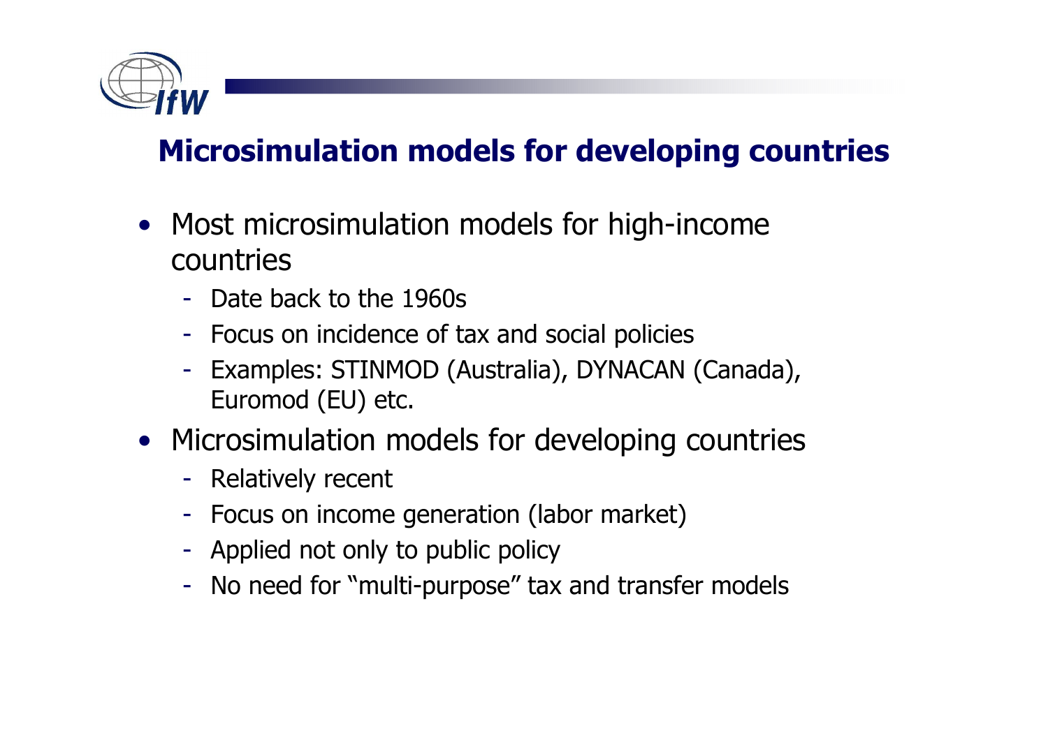## Microsimulation models for developing countries

- Most microsimulation models for high-income countries
  - Date back to the 1960s
  - Focus on incidence of tax and social policies
  - Examples: STINMOD (Australia), DYNACAN (Canada), Euromod (EU) etc.
- Microsimulation models for developing countries
  - Relatively recent
  - Focus on income generation (labor market)
  - Applied not only to public policy
  - No need for "multi-purpose" tax and transfer models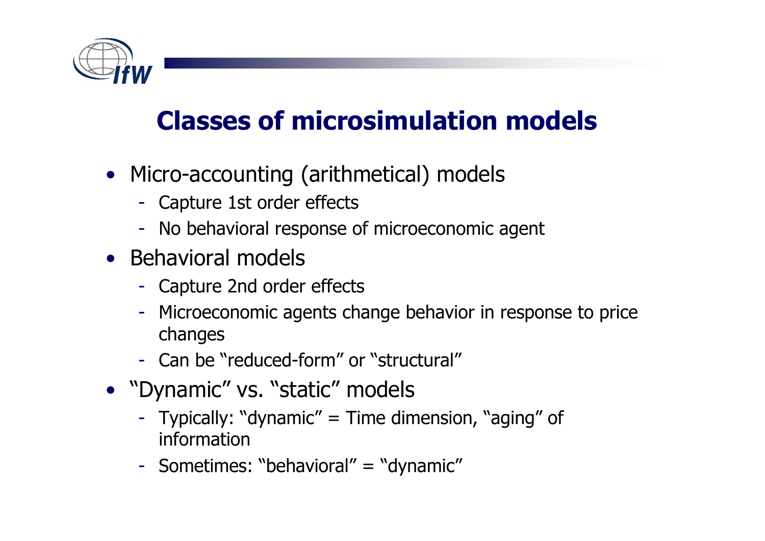## Classes of microsimulation models

- Micro-accounting (arithmetical) models
  - Capture 1st order effects
  - No behavioral response of microeconomic agent
- Behavioral models
  - Capture 2nd order effects
  - Microeconomic agents change behavior in response to price changes
  - Can be "reduced-form" or "structural"
- "Dynamic" vs. "static" models
  - Typically: "dynamic" = Time dimension, "aging" of information
  - Sometimes: "behavioral" = "dynamic"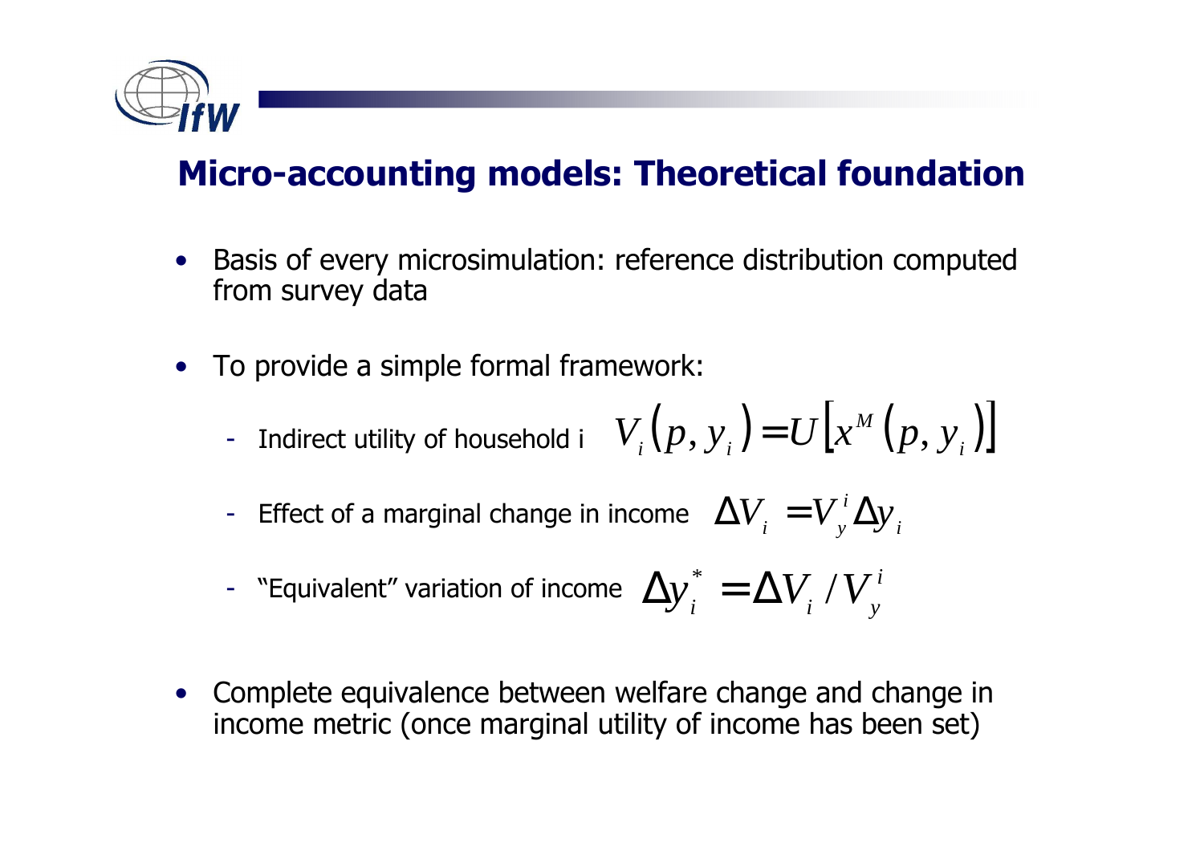## Micro-accounting models: Theoretical foundation

- Basis of every microsimulation: reference distribution computed from survey data

- To provide a simple formal framework:
  - Indirect utility of household i $V_i(p, y_i) = U\left[x^M(p, y_i)\right]$
  - Effect of a marginal change in income $\Delta V_i = V_y^i \Delta y_i$
  - "Equivalent" variation of income $\Delta y_i^* = \Delta V_i / V_y^i$

- Complete equivalence between welfare change and change in income metric (once marginal utility of income has been set)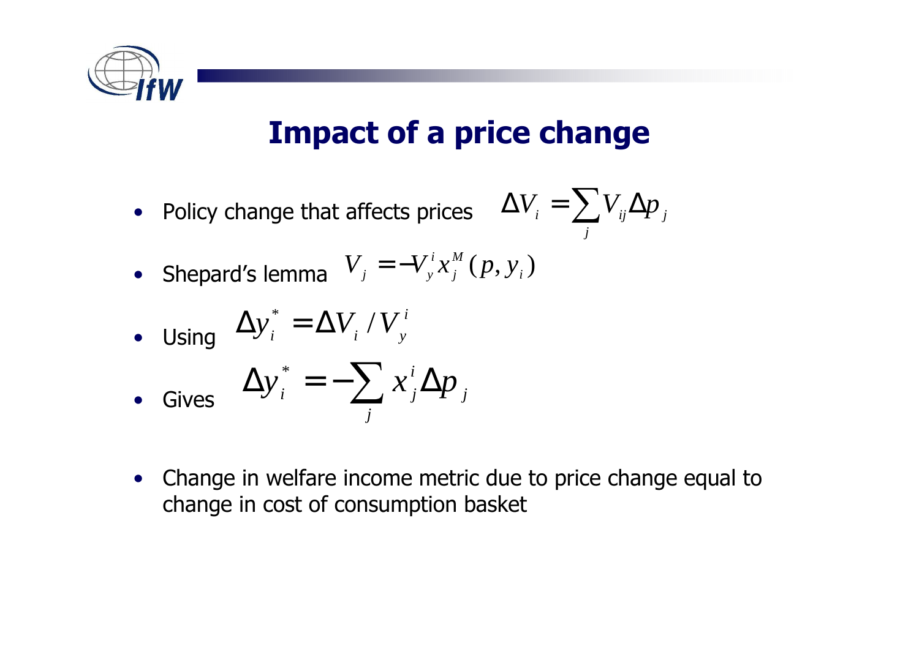# Impact of a price change

- Policy change that affects prices $\Delta V_i = \sum_j V_{ij} \Delta p_j$
- Shepard's lemma $V_j = -V_y^i x_j^M (p, y_i)$
- Using $\Delta y_i^* = \Delta V_i / V_y^i$
- Gives $\Delta y_i^* = -\sum_j x_j^i \Delta p_j$

- Change in welfare income metric due to price change equal to change in cost of consumption basket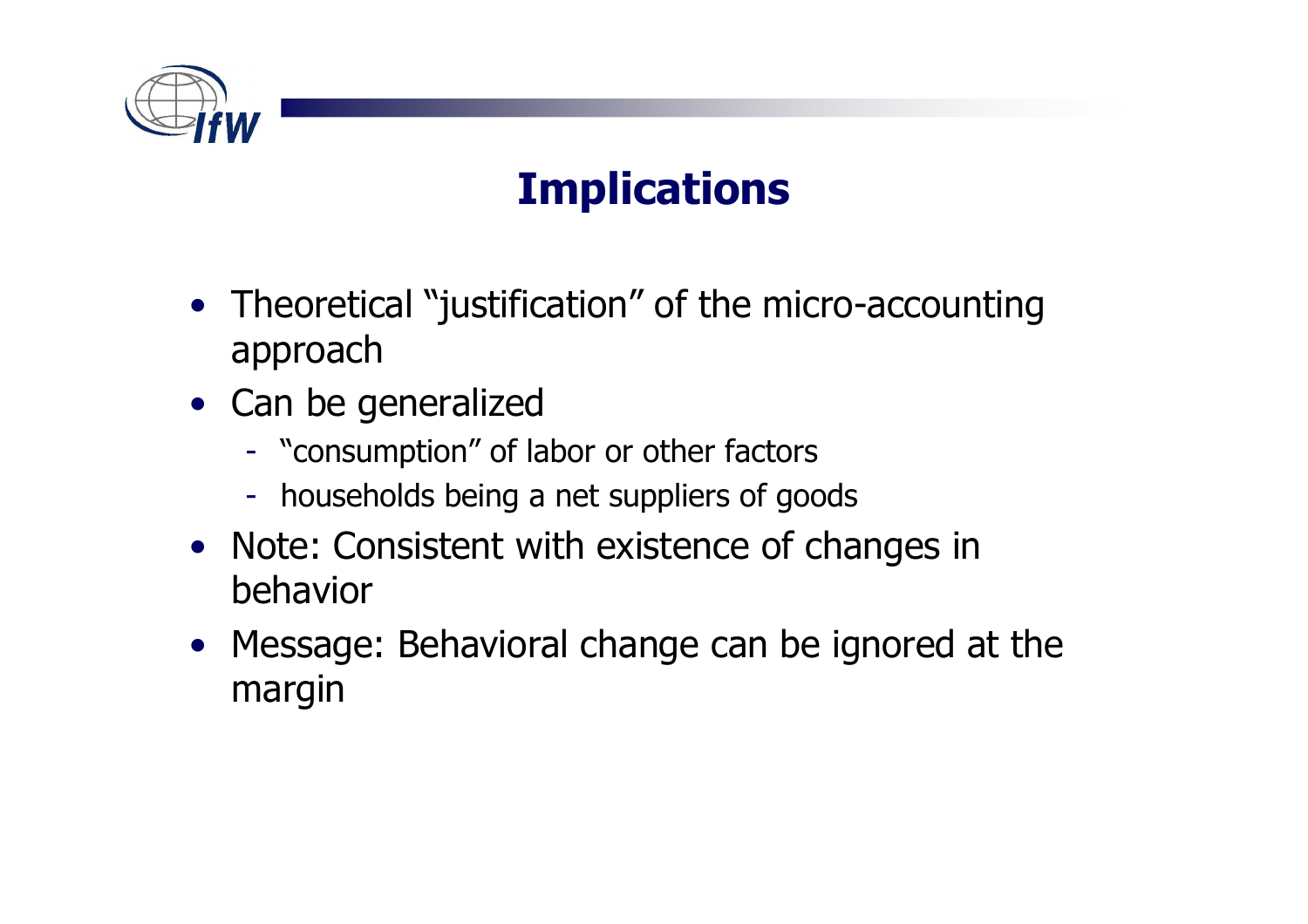# Implications

- Theoretical "justification" of the micro-accounting approach
- Can be generalized
  - "consumption" of labor or other factors
  - households being a net suppliers of goods
- Note: Consistent with existence of changes in behavior
- Message: Behavioral change can be ignored at the margin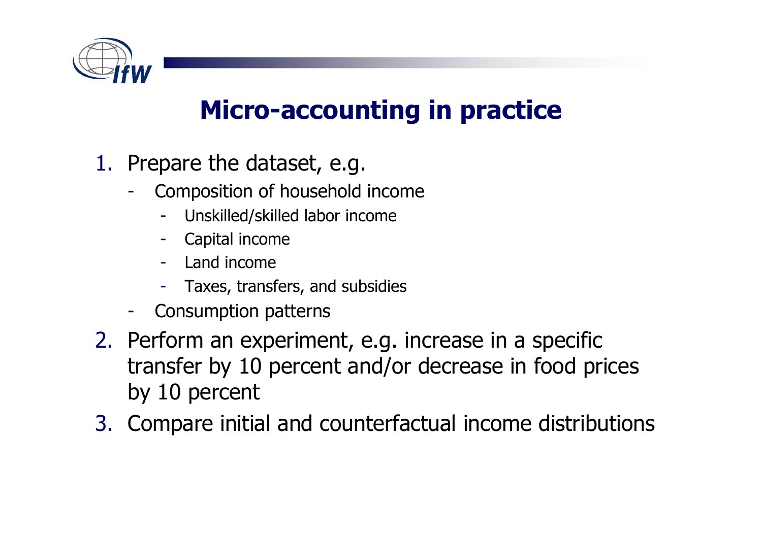# Micro-accounting in practice

1. Prepare the dataset, e.g.
   - Composition of household income
     - Unskilled/skilled labor income
     - Capital income
     - Land income
     - Taxes, transfers, and subsidies
   - Consumption patterns
2. Perform an experiment, e.g. increase in a specific transfer by 10 percent and/or decrease in food prices by 10 percent
3. Compare initial and counterfactual income distributions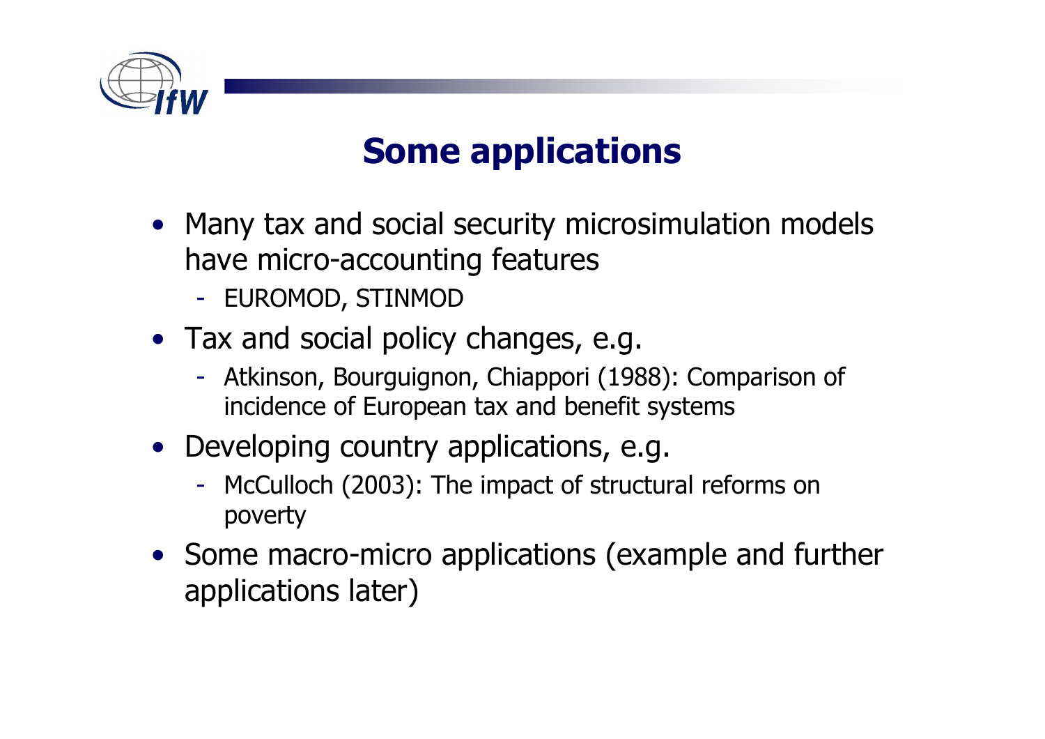# Some applications

- Many tax and social security microsimulation models have micro-accounting features
  - EUROMOD, STINMOD
- Tax and social policy changes, e.g.
  - Atkinson, Bourguignon, Chiappori (1988): Comparison of incidence of European tax and benefit systems
- Developing country applications, e.g.
  - McCulloch (2003): The impact of structural reforms on poverty
- Some macro-micro applications (example and further applications later)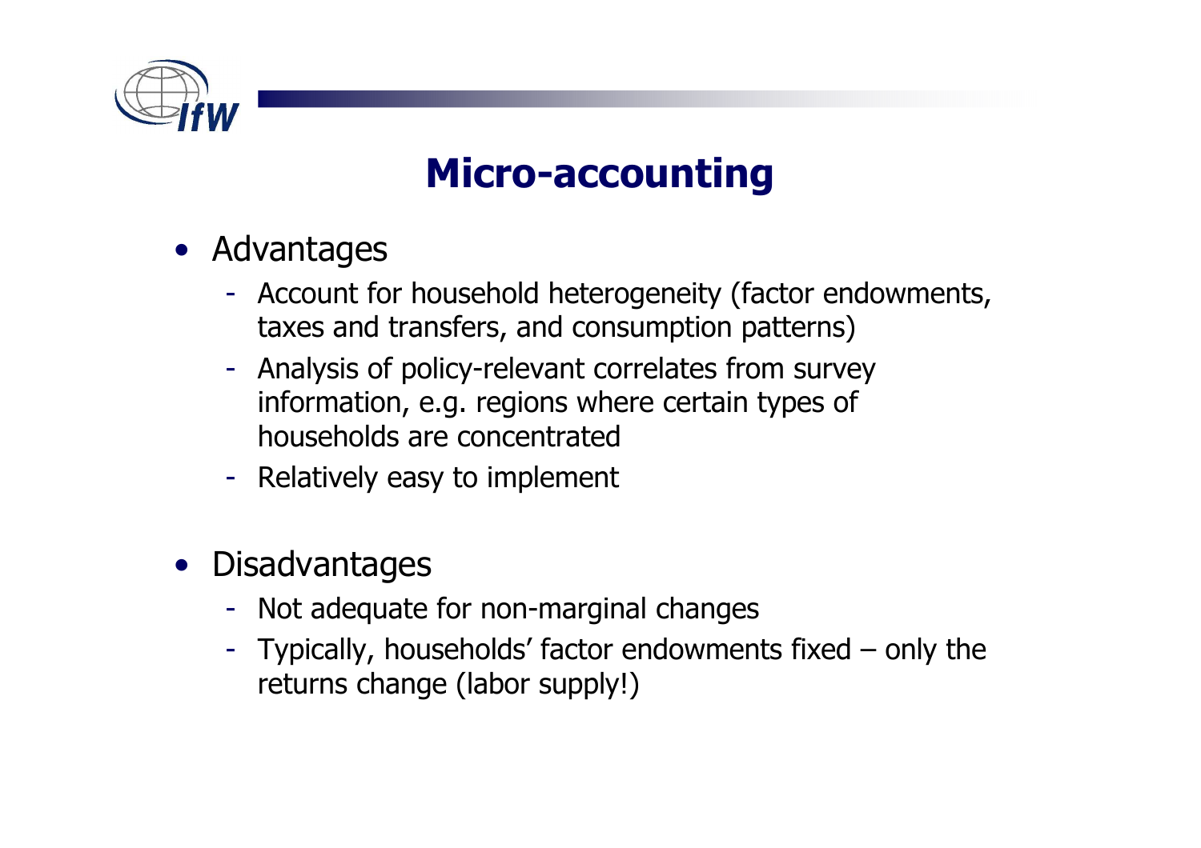# Micro-accounting

- Advantages
  - Account for household heterogeneity (factor endowments, taxes and transfers, and consumption patterns)
  - Analysis of policy-relevant correlates from survey information, e.g. regions where certain types of households are concentrated
  - Relatively easy to implement
- Disadvantages
  - Not adequate for non-marginal changes
  - Typically, households' factor endowments fixed – only the returns change (labor supply!)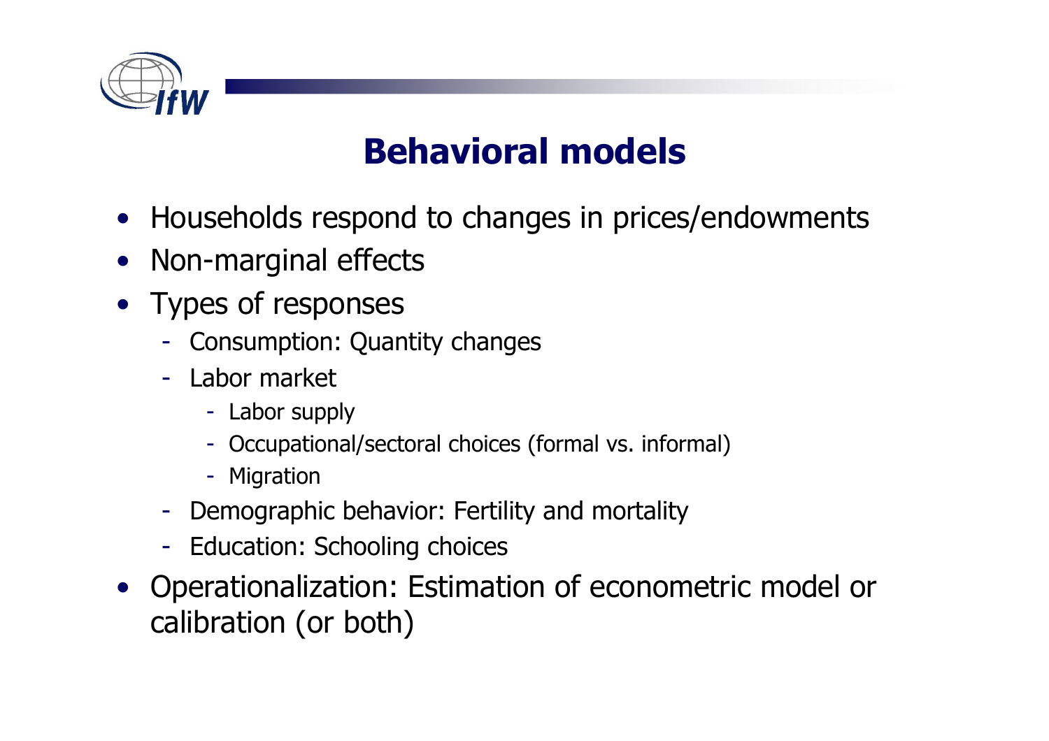# Behavioral models

- Households respond to changes in prices/endowments
- Non-marginal effects
- Types of responses
  - Consumption: Quantity changes
  - Labor market
    - Labor supply
    - Occupational/sectoral choices (formal vs. informal)
    - Migration
  - Demographic behavior: Fertility and mortality
  - Education: Schooling choices
- Operationalization: Estimation of econometric model or calibration (or both)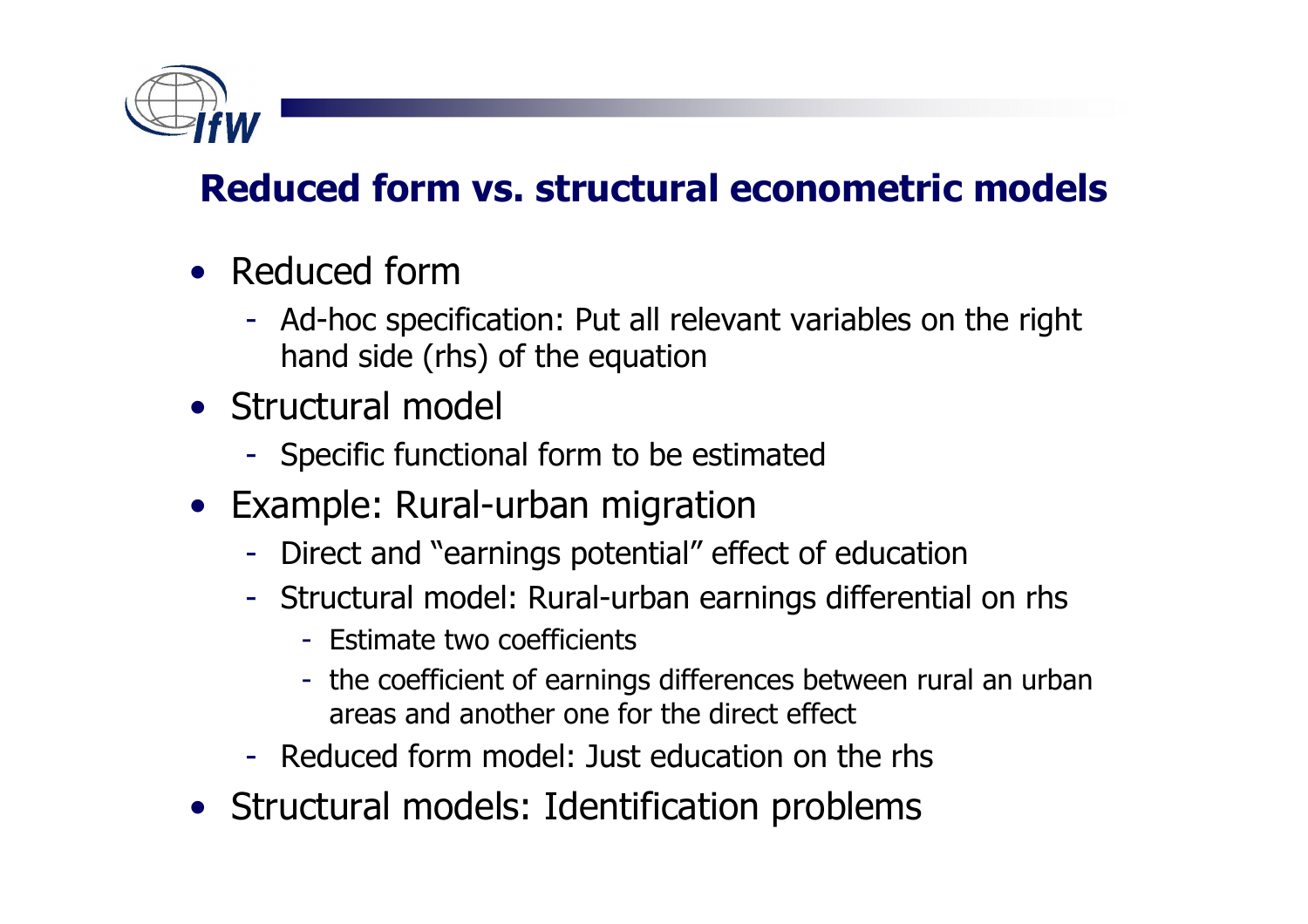## Reduced form vs. structural econometric models

- Reduced form
  - Ad-hoc specification: Put all relevant variables on the right hand side (rhs) of the equation
- Structural model
  - Specific functional form to be estimated
- Example: Rural-urban migration
  - Direct and "earnings potential" effect of education
  - Structural model: Rural-urban earnings differential on rhs
    - Estimate two coefficients
    - the coefficient of earnings differences between rural an urban areas and another one for the direct effect
  - Reduced form model: Just education on the rhs
- Structural models: Identification problems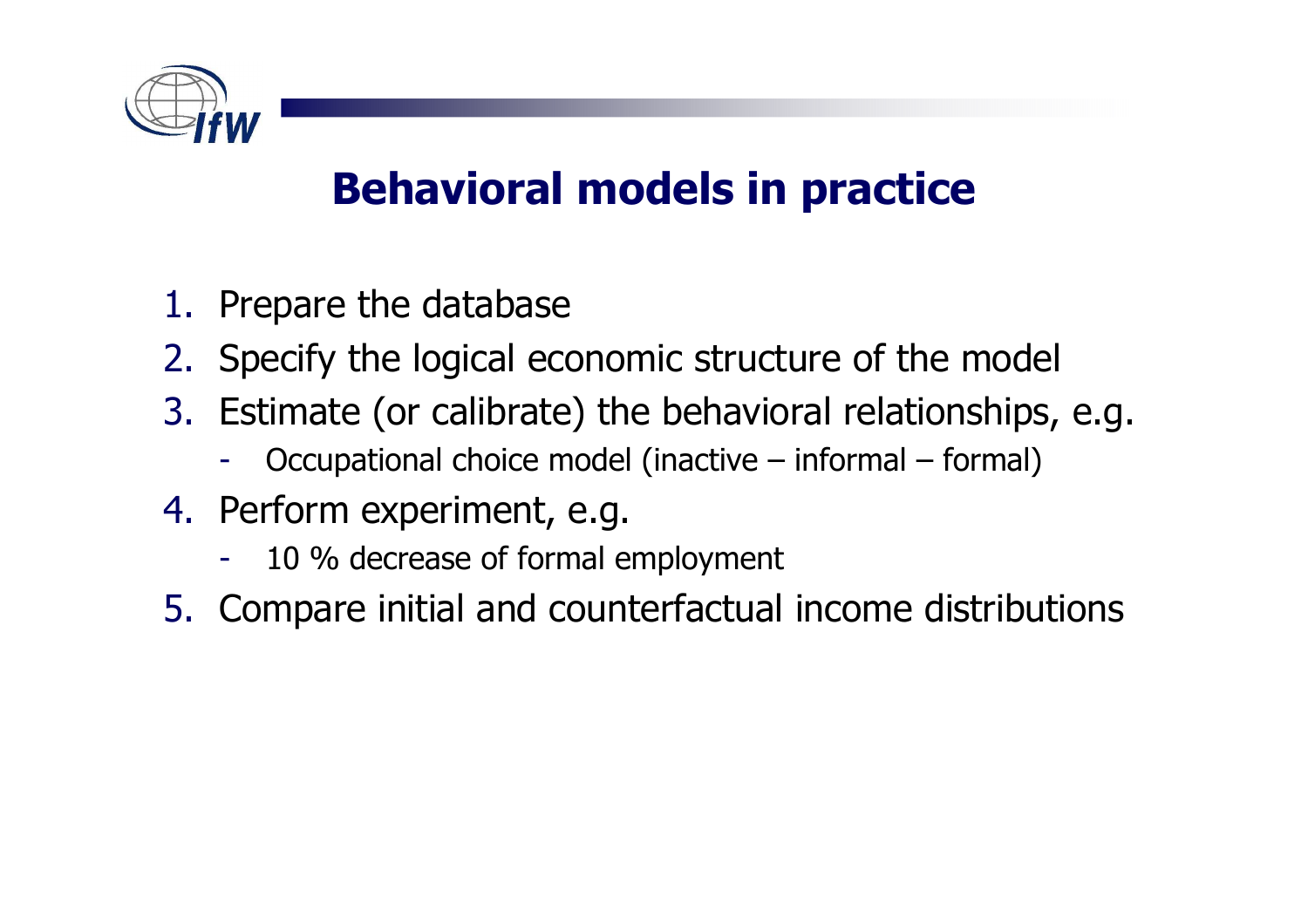# Behavioral models in practice

1. Prepare the database
2. Specify the logical economic structure of the model
3. Estimate (or calibrate) the behavioral relationships, e.g.
   - Occupational choice model (inactive – informal – formal)
4. Perform experiment, e.g.
   - 10 % decrease of formal employment
5. Compare initial and counterfactual income distributions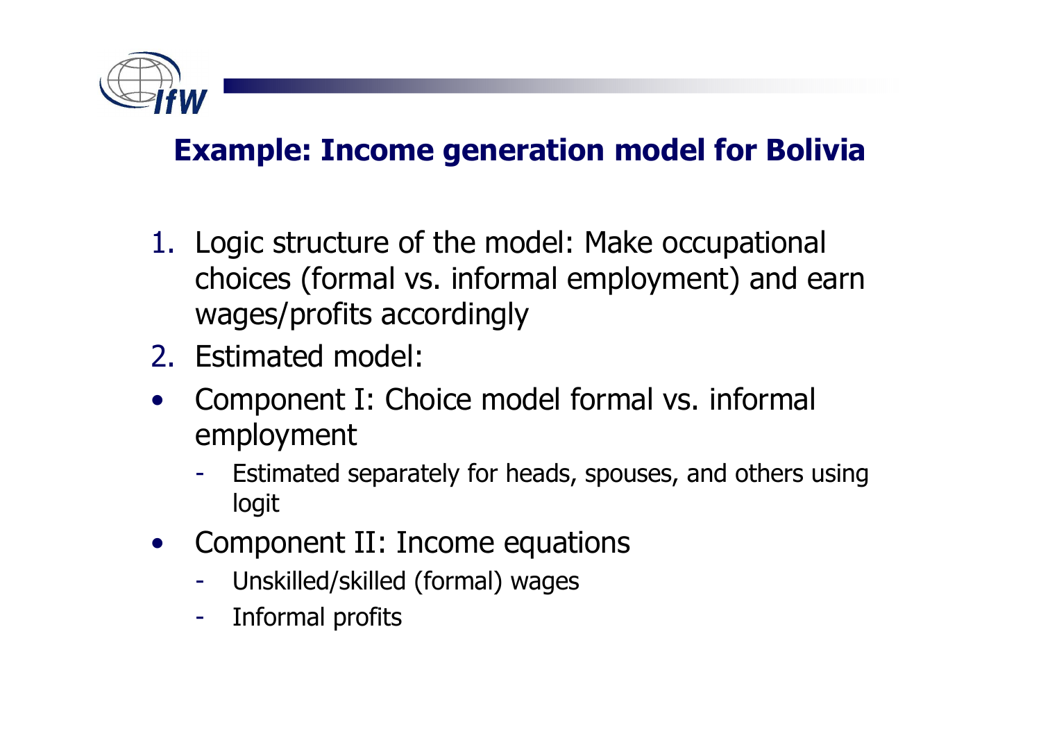## Example: Income generation model for Bolivia

1. Logic structure of the model: Make occupational choices (formal vs. informal employment) and earn wages/profits accordingly
2. Estimated model:

- Component I: Choice model formal vs. informal employment
  - Estimated separately for heads, spouses, and others using logit
- Component II: Income equations
  - Unskilled/skilled (formal) wages
  - Informal profits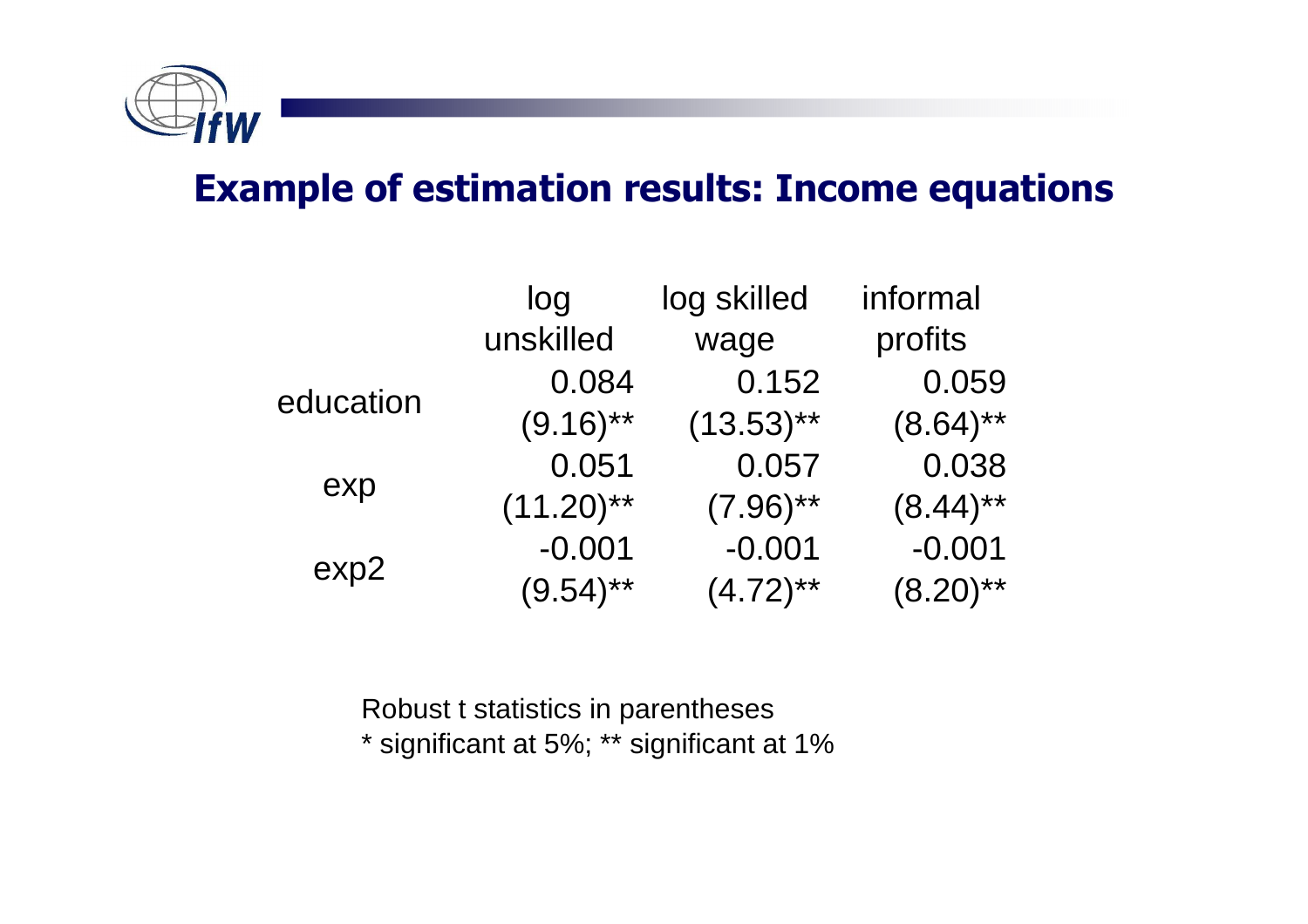## Example of estimation results: Income equations

|  | log unskilled | log skilled wage | informal profits |
|---|---|---|---|
| education | 0.084 | 0.152 | 0.059 |
|  | (9.16)** | (13.53)** | (8.64)** |
| exp | 0.051 | 0.057 | 0.038 |
|  | (11.20)** | (7.96)** | (8.44)** |
| exp2 | -0.001 | -0.001 | -0.001 |
|  | (9.54)** | (4.72)** | (8.20)** |

Robust t statistics in parentheses
* significant at 5%; ** significant at 1%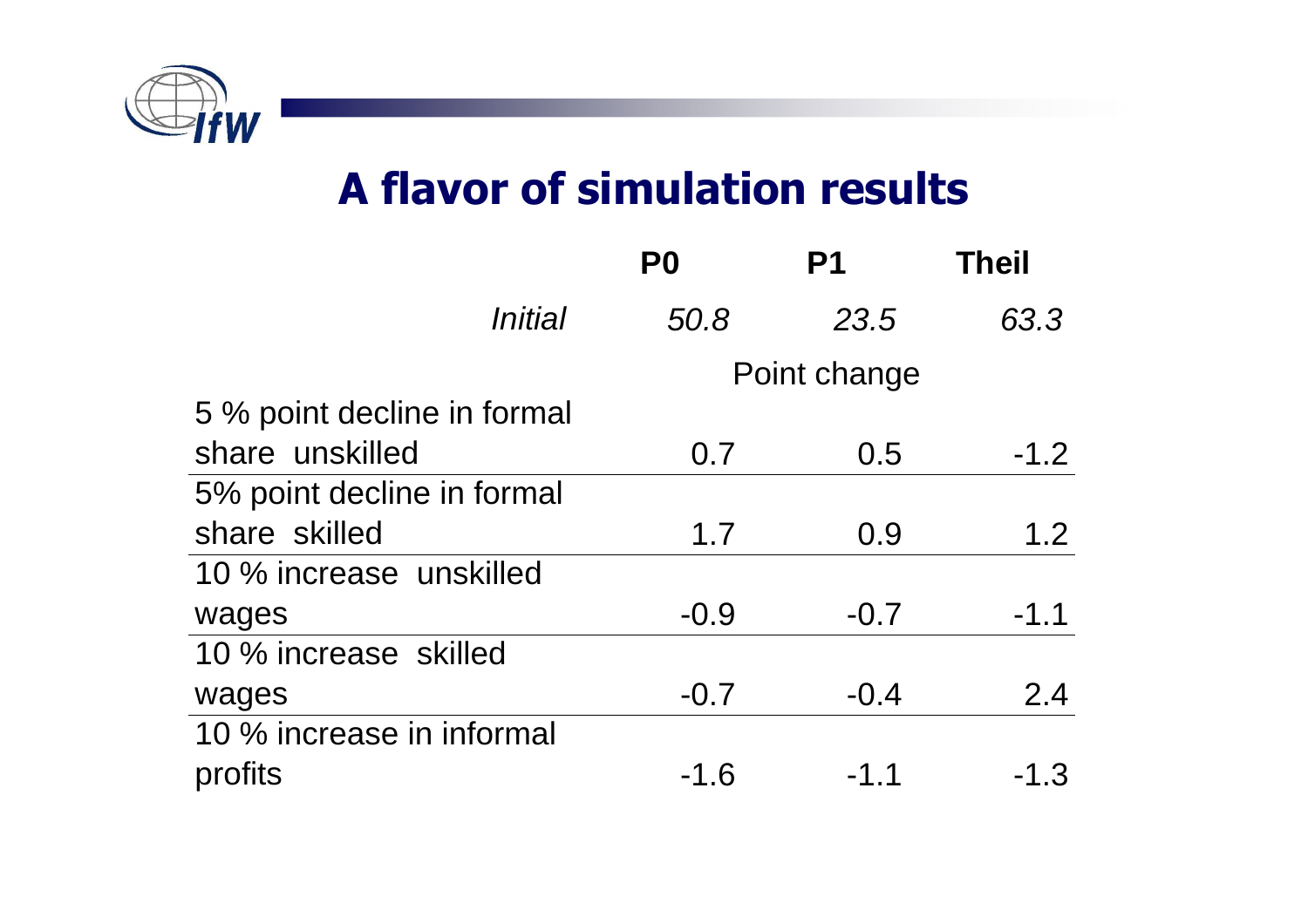# A flavor of simulation results

| | P0 | P1 | Theil |
|---|---|---|---|
| *Initial* | *50.8* | *23.5* | *63.3* |
| | | Point change | |
| 5 % point decline in formal share unskilled | 0.7 | 0.5 | -1.2 |
| 5% point decline in formal share skilled | 1.7 | 0.9 | 1.2 |
| 10 % increase unskilled wages | -0.9 | -0.7 | -1.1 |
| 10 % increase skilled wages | -0.7 | -0.4 | 2.4 |
| 10 % increase in informal profits | -1.6 | -1.1 | -1.3 |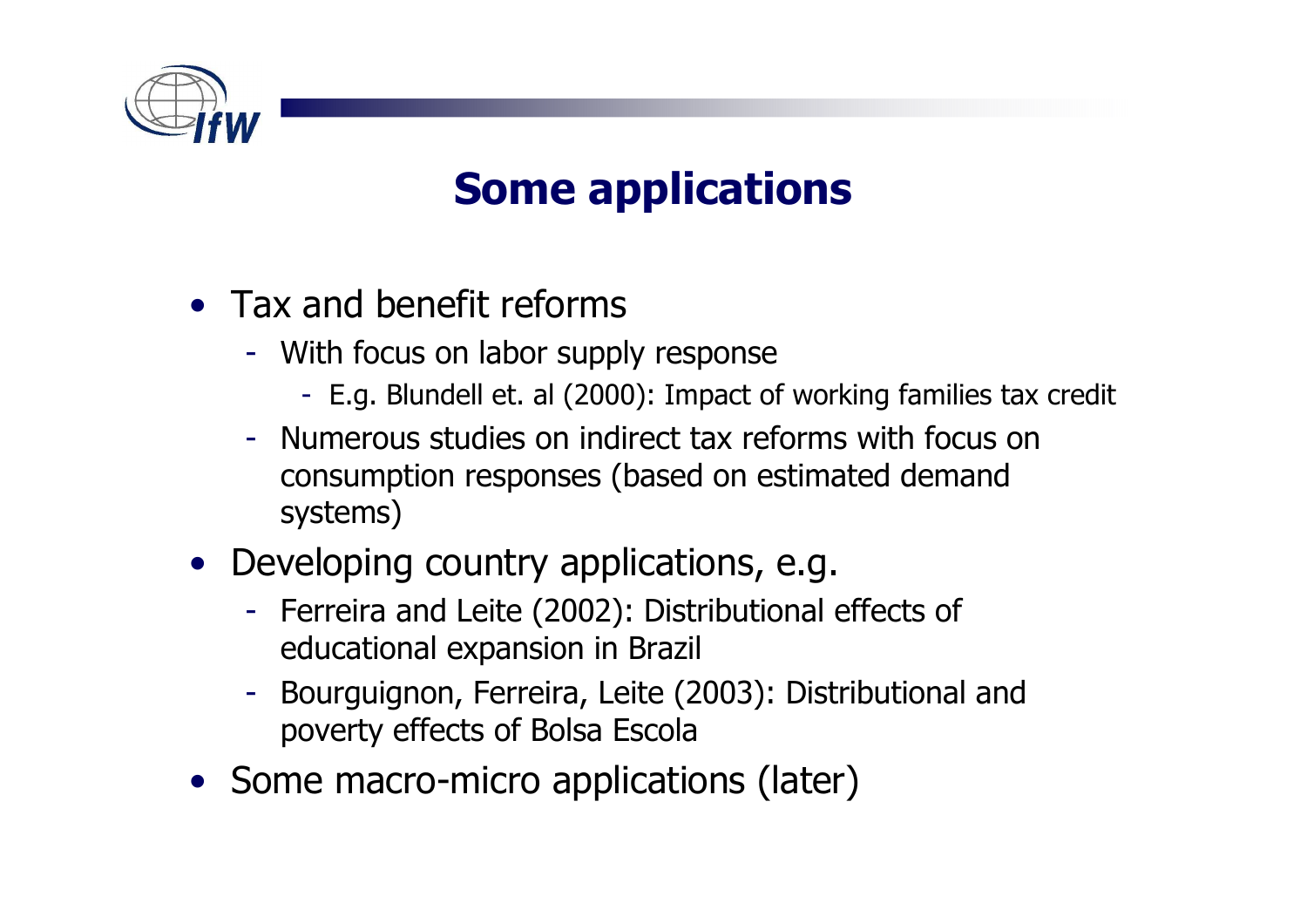# Some applications

- Tax and benefit reforms
  - With focus on labor supply response
    - E.g. Blundell et. al (2000): Impact of working families tax credit
  - Numerous studies on indirect tax reforms with focus on consumption responses (based on estimated demand systems)
- Developing country applications, e.g.
  - Ferreira and Leite (2002): Distributional effects of educational expansion in Brazil
  - Bourguignon, Ferreira, Leite (2003): Distributional and poverty effects of Bolsa Escola
- Some macro-micro applications (later)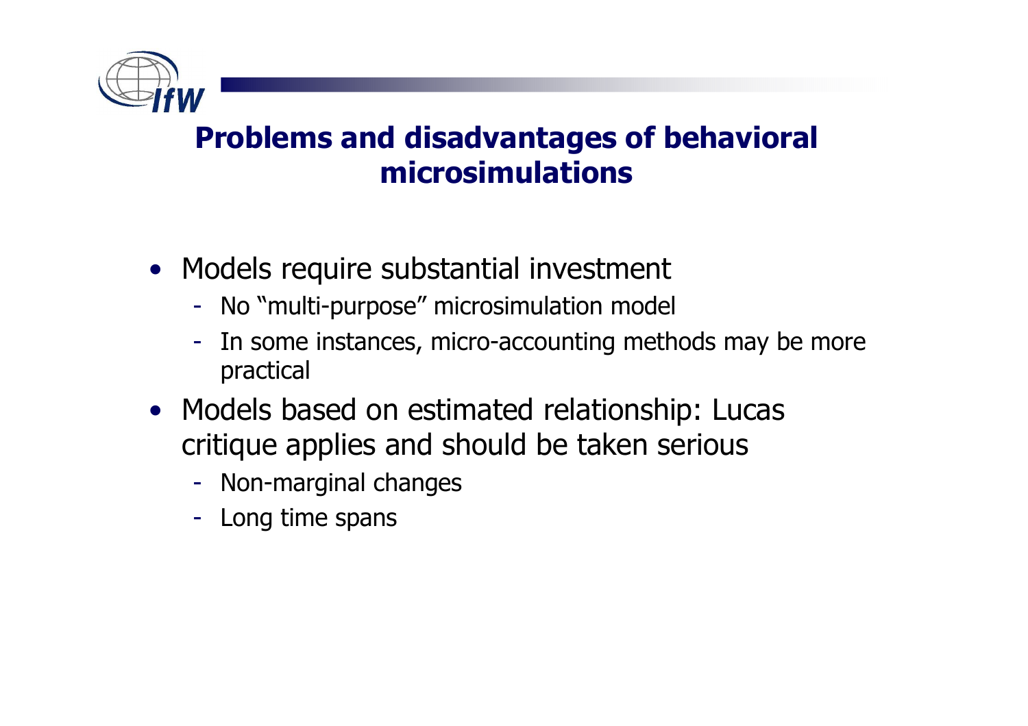## Problems and disadvantages of behavioral microsimulations

- Models require substantial investment
  - No "multi-purpose" microsimulation model
  - In some instances, micro-accounting methods may be more practical
- Models based on estimated relationship: Lucas critique applies and should be taken serious
  - Non-marginal changes
  - Long time spans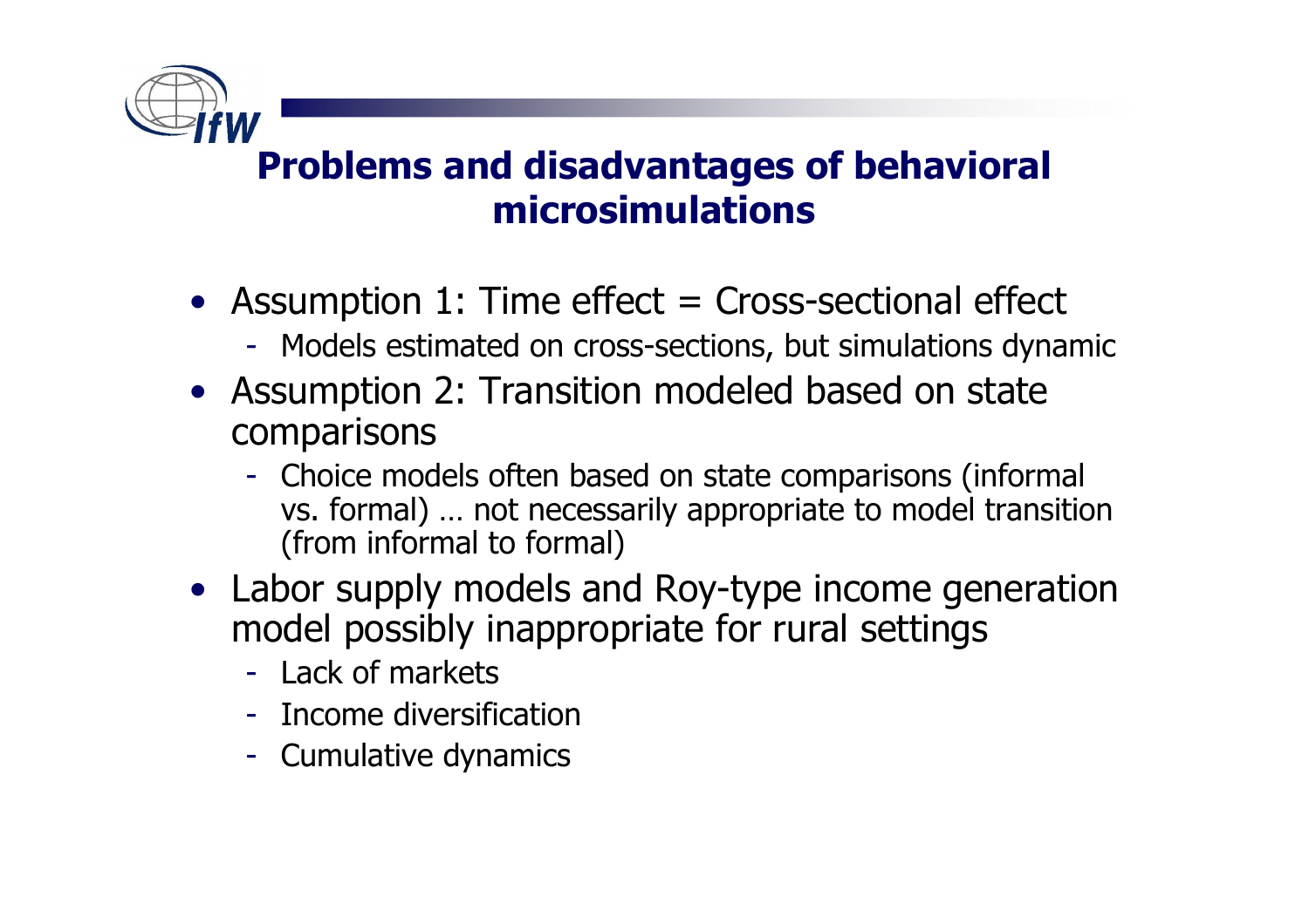## Problems and disadvantages of behavioral microsimulations

- Assumption 1: Time effect = Cross-sectional effect
  - Models estimated on cross-sections, but simulations dynamic
- Assumption 2: Transition modeled based on state comparisons
  - Choice models often based on state comparisons (informal vs. formal) … not necessarily appropriate to model transition (from informal to formal)
- Labor supply models and Roy-type income generation model possibly inappropriate for rural settings
  - Lack of markets
  - Income diversification
  - Cumulative dynamics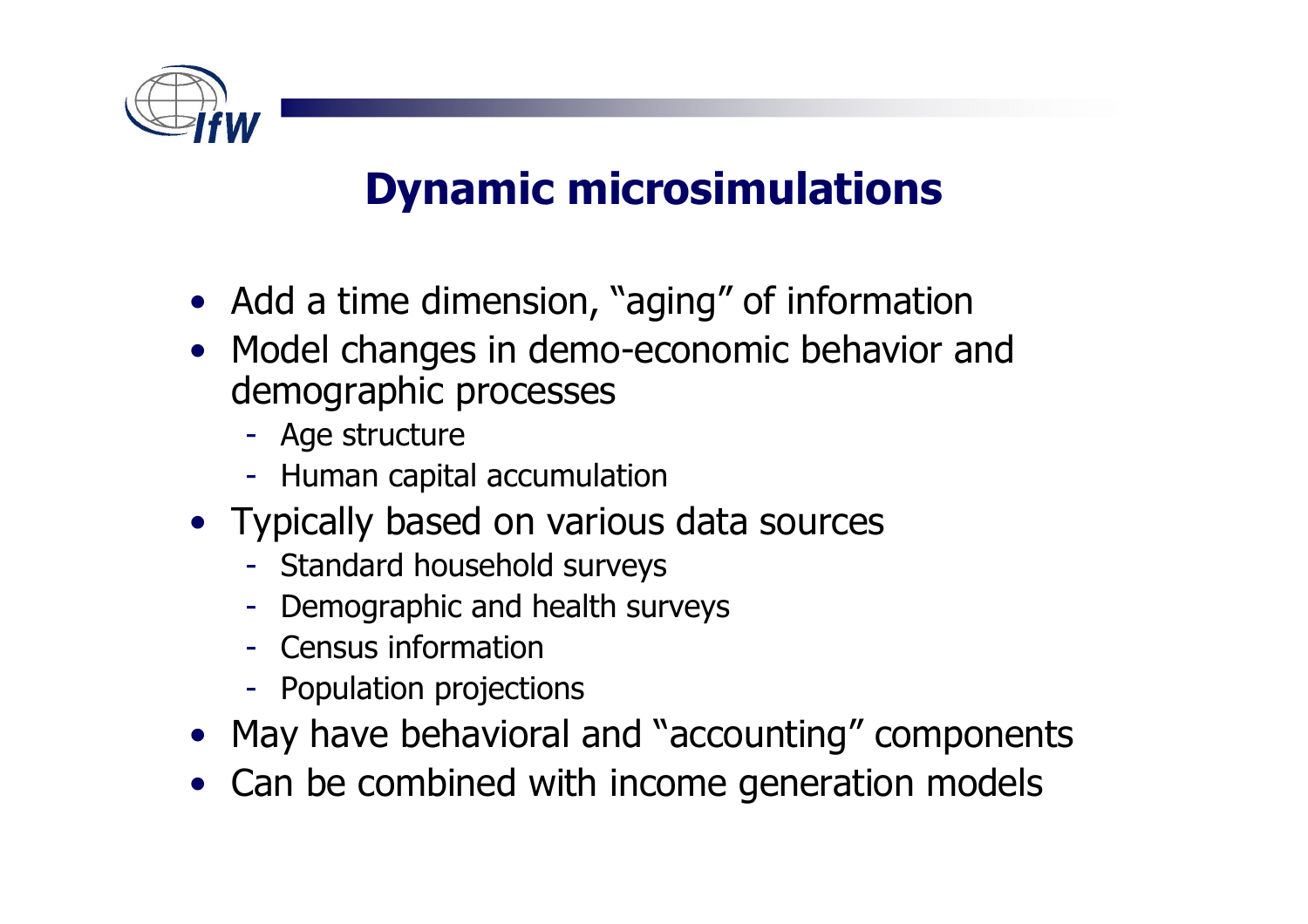# Dynamic microsimulations

- Add a time dimension, "aging" of information
- Model changes in demo-economic behavior and demographic processes
  - Age structure
  - Human capital accumulation
- Typically based on various data sources
  - Standard household surveys
  - Demographic and health surveys
  - Census information
  - Population projections
- May have behavioral and "accounting" components
- Can be combined with income generation models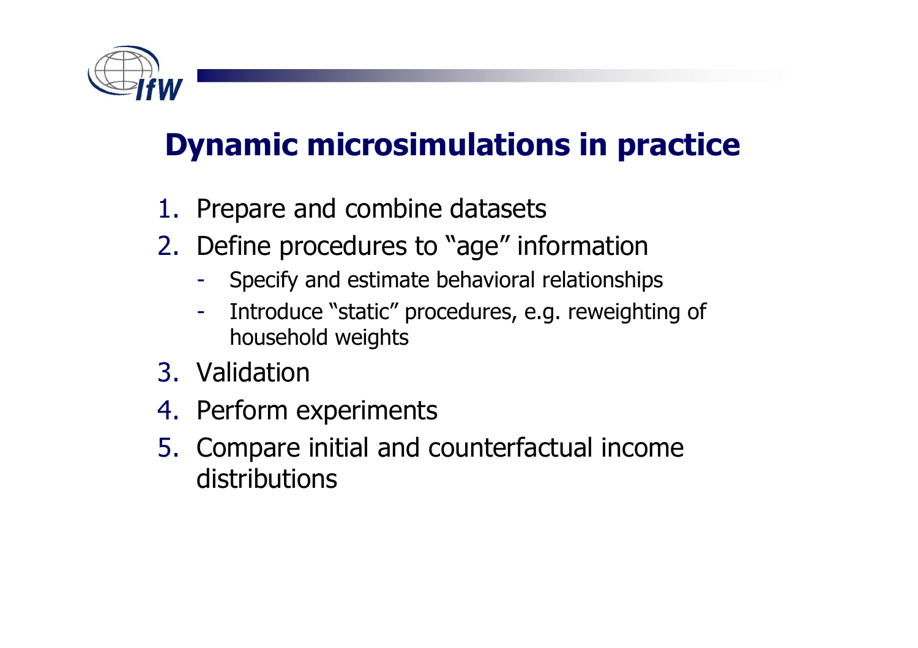# Dynamic microsimulations in practice

1. Prepare and combine datasets
2. Define procedures to “age” information
   - Specify and estimate behavioral relationships
   - Introduce “static” procedures, e.g. reweighting of household weights
3. Validation
4. Perform experiments
5. Compare initial and counterfactual income distributions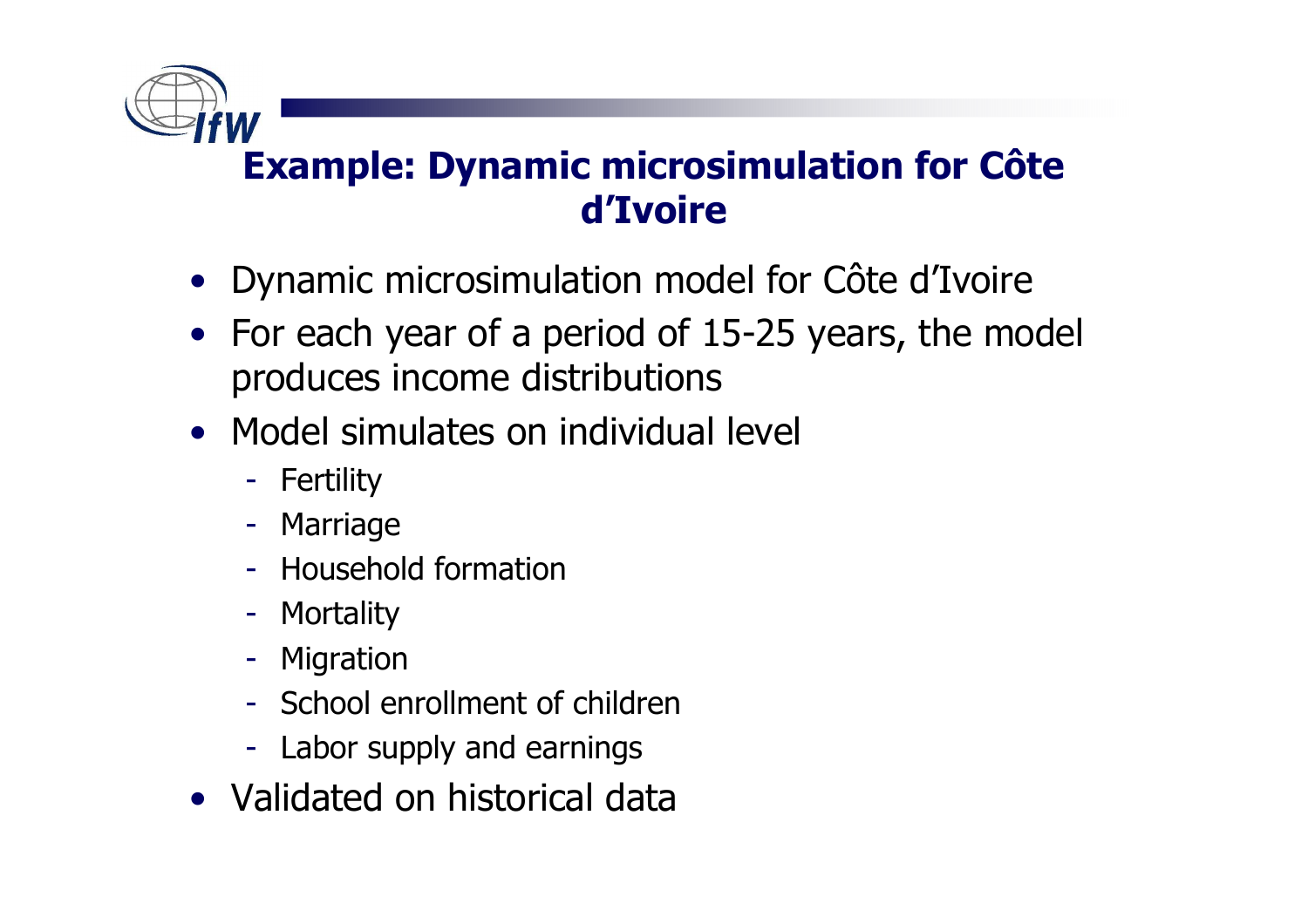# Example: Dynamic microsimulation for Côte d'Ivoire

- Dynamic microsimulation model for Côte d'Ivoire
- For each year of a period of 15-25 years, the model produces income distributions
- Model simulates on individual level
  - Fertility
  - Marriage
  - Household formation
  - Mortality
  - Migration
  - School enrollment of children
  - Labor supply and earnings
- Validated on historical data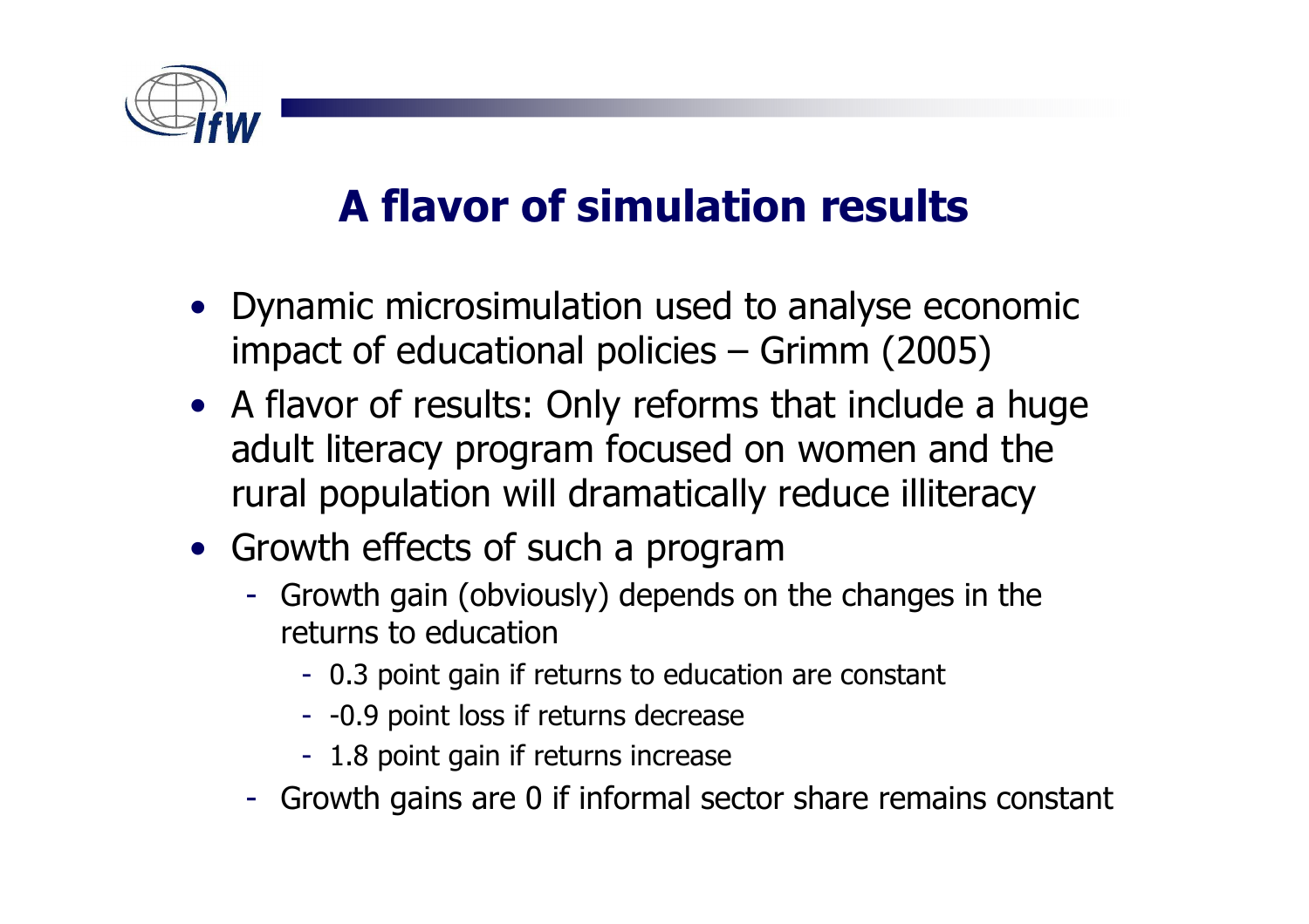# A flavor of simulation results

- Dynamic microsimulation used to analyse economic impact of educational policies – Grimm (2005)
- A flavor of results: Only reforms that include a huge adult literacy program focused on women and the rural population will dramatically reduce illiteracy
- Growth effects of such a program
  - Growth gain (obviously) depends on the changes in the returns to education
    - 0.3 point gain if returns to education are constant
    - -0.9 point loss if returns decrease
    - 1.8 point gain if returns increase
  - Growth gains are 0 if informal sector share remains constant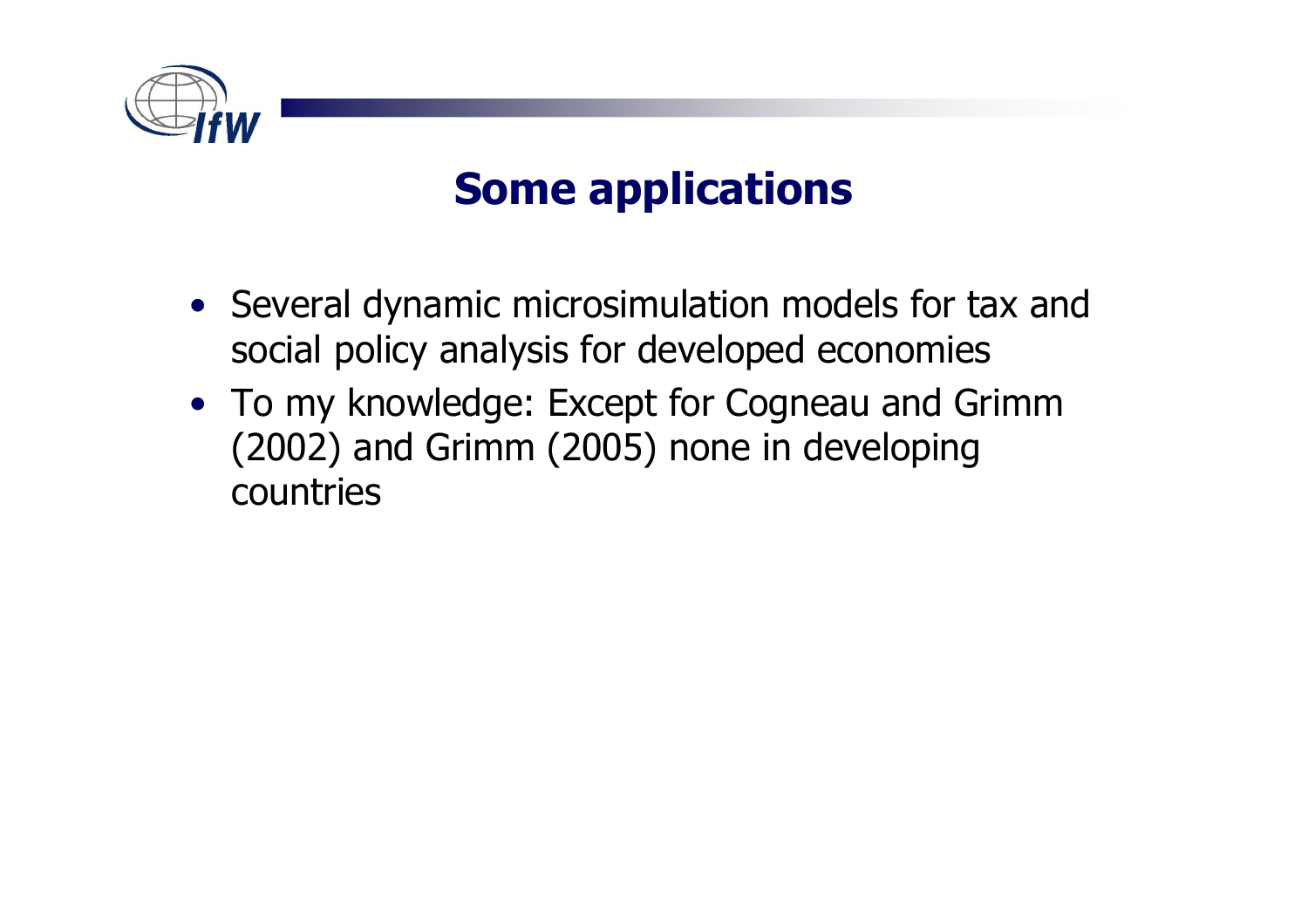# Some applications

- Several dynamic microsimulation models for tax and social policy analysis for developed economies
- To my knowledge: Except for Cogneau and Grimm (2002) and Grimm (2005) none in developing countries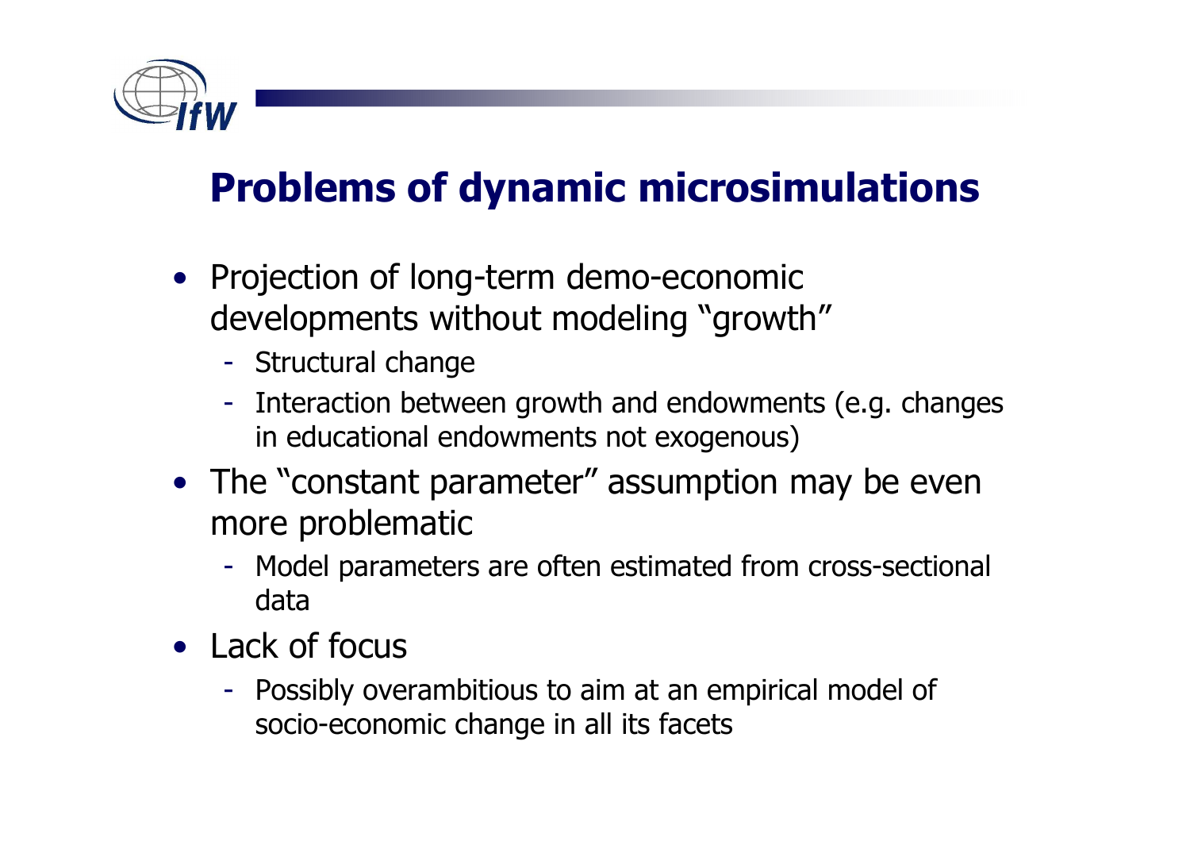# Problems of dynamic microsimulations

- Projection of long-term demo-economic developments without modeling "growth"
  - Structural change
  - Interaction between growth and endowments (e.g. changes in educational endowments not exogenous)
- The "constant parameter" assumption may be even more problematic
  - Model parameters are often estimated from cross-sectional data
- Lack of focus
  - Possibly overambitious to aim at an empirical model of socio-economic change in all its facets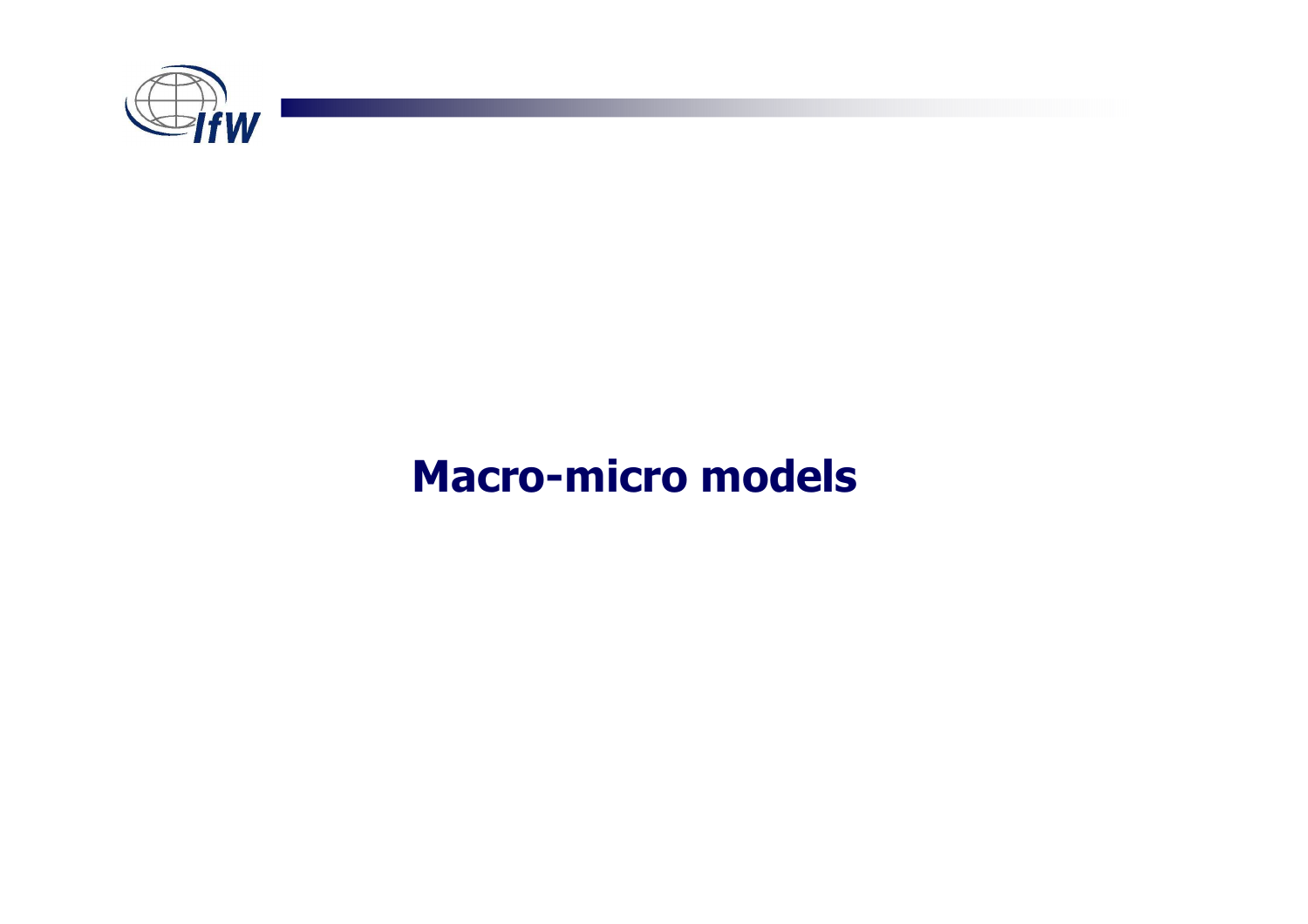# Macro-micro models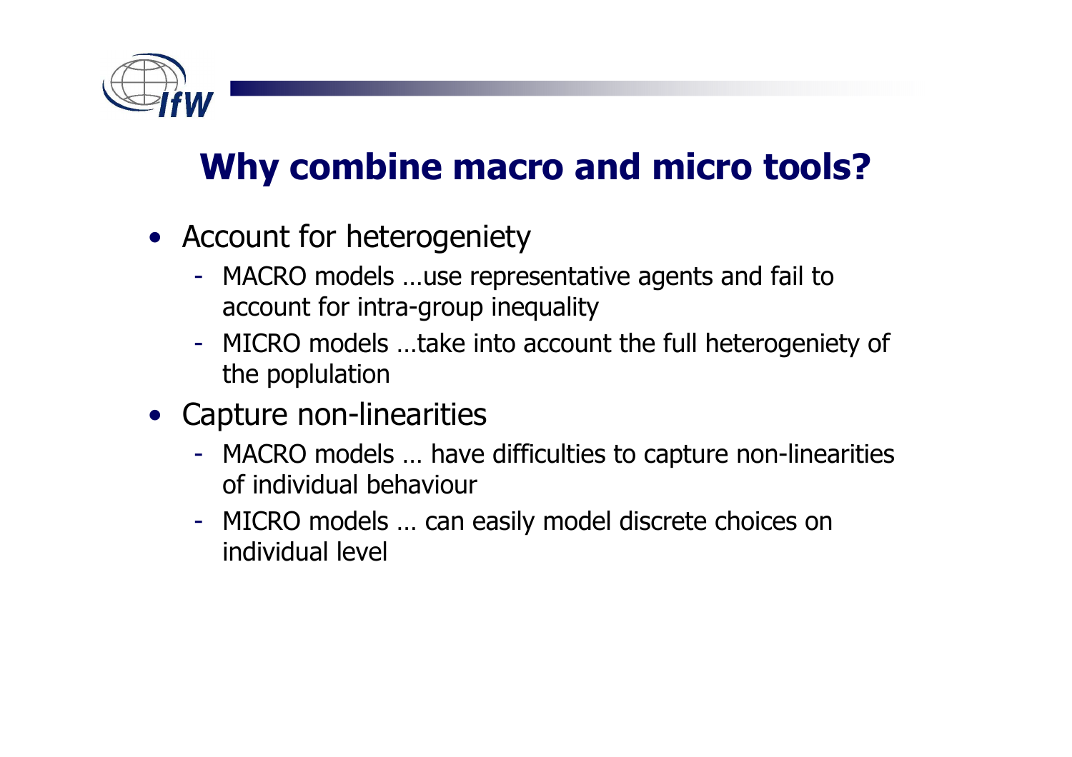## Why combine macro and micro tools?

- Account for heterogeniety
  - MACRO models …use representative agents and fail to account for intra-group inequality
  - MICRO models …take into account the full heterogeniety of the poplulation
- Capture non-linearities
  - MACRO models … have difficulties to capture non-linearities of individual behaviour
  - MICRO models … can easily model discrete choices on individual level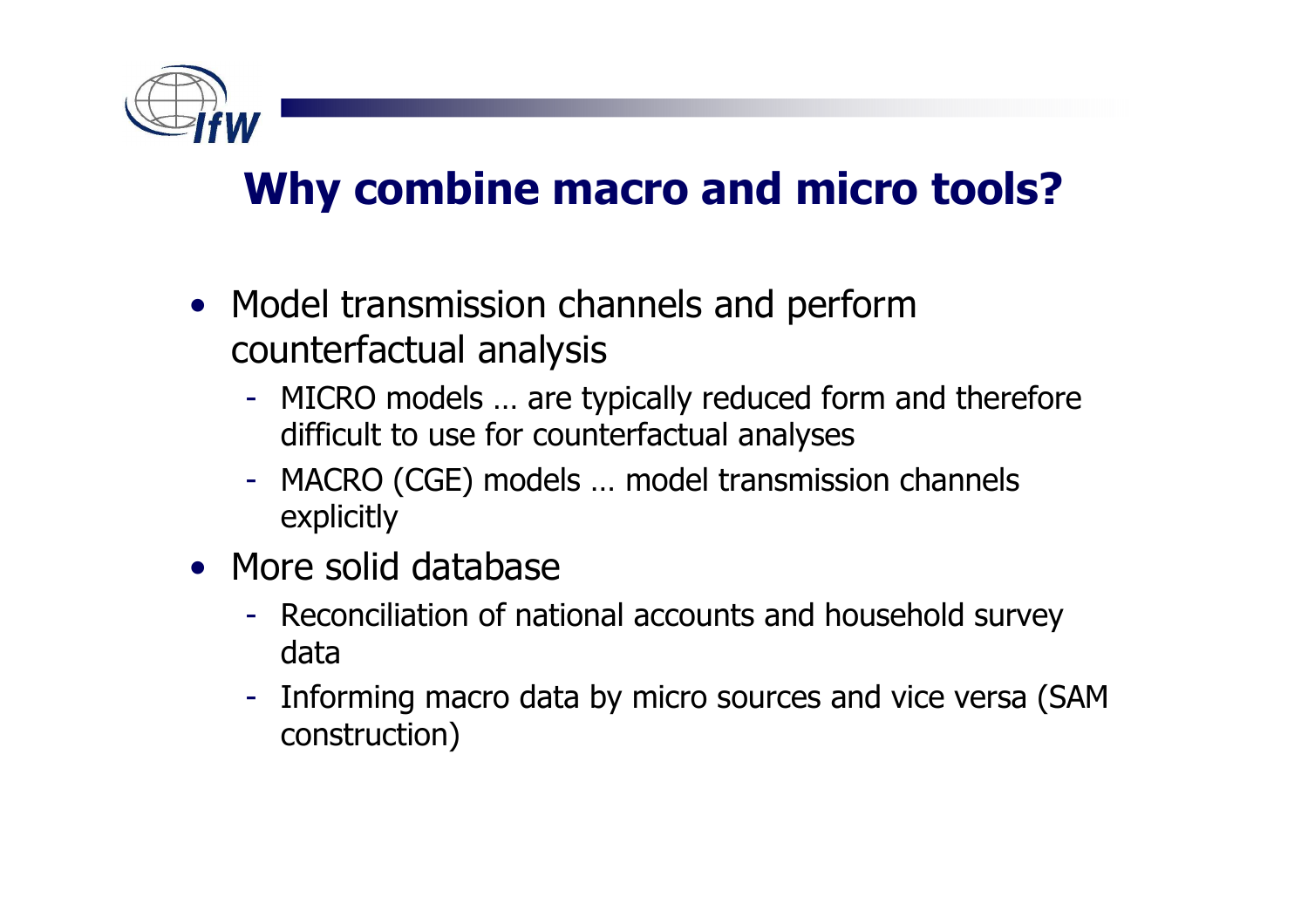# Why combine macro and micro tools?

- Model transmission channels and perform counterfactual analysis
  - MICRO models … are typically reduced form and therefore difficult to use for counterfactual analyses
  - MACRO (CGE) models … model transmission channels explicitly
- More solid database
  - Reconciliation of national accounts and household survey data
  - Informing macro data by micro sources and vice versa (SAM construction)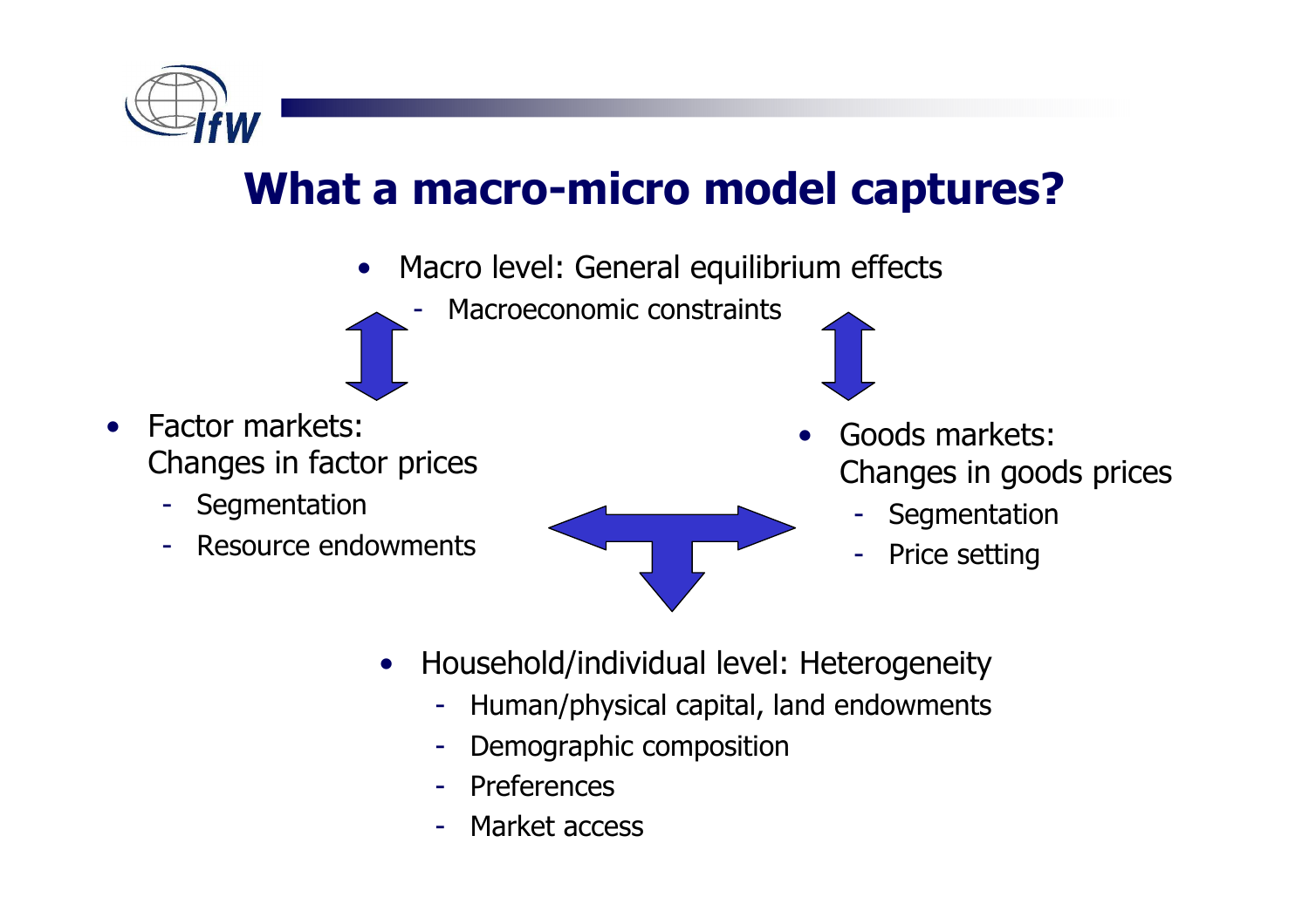# What a macro-micro model captures?

- Macro level: General equilibrium effects
  - Macroeconomic constraints

- Factor markets: Changes in factor prices
  - Segmentation
  - Resource endowments

- Goods markets: Changes in goods prices
  - Segmentation
  - Price setting

- Household/individual level: Heterogeneity
  - Human/physical capital, land endowments
  - Demographic composition
  - Preferences
  - Market access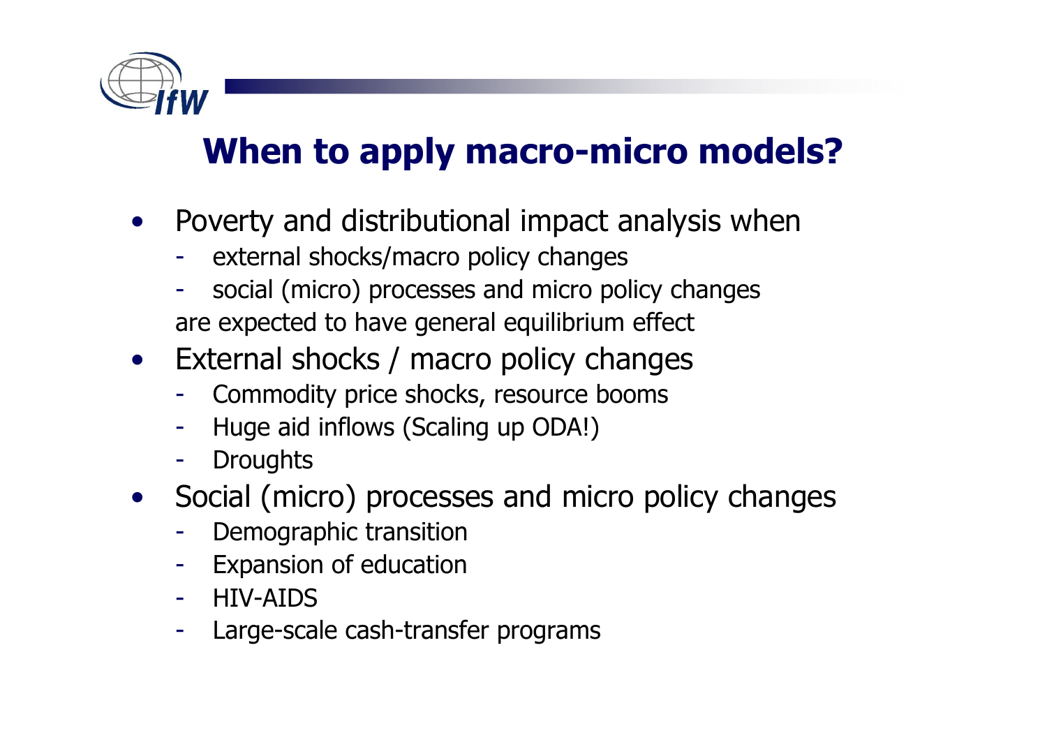# When to apply macro-micro models?

- Poverty and distributional impact analysis when
  - external shocks/macro policy changes
  - social (micro) processes and micro policy changes

  are expected to have general equilibrium effect
- External shocks / macro policy changes
  - Commodity price shocks, resource booms
  - Huge aid inflows (Scaling up ODA!)
  - Droughts
- Social (micro) processes and micro policy changes
  - Demographic transition
  - Expansion of education
  - HIV-AIDS
  - Large-scale cash-transfer programs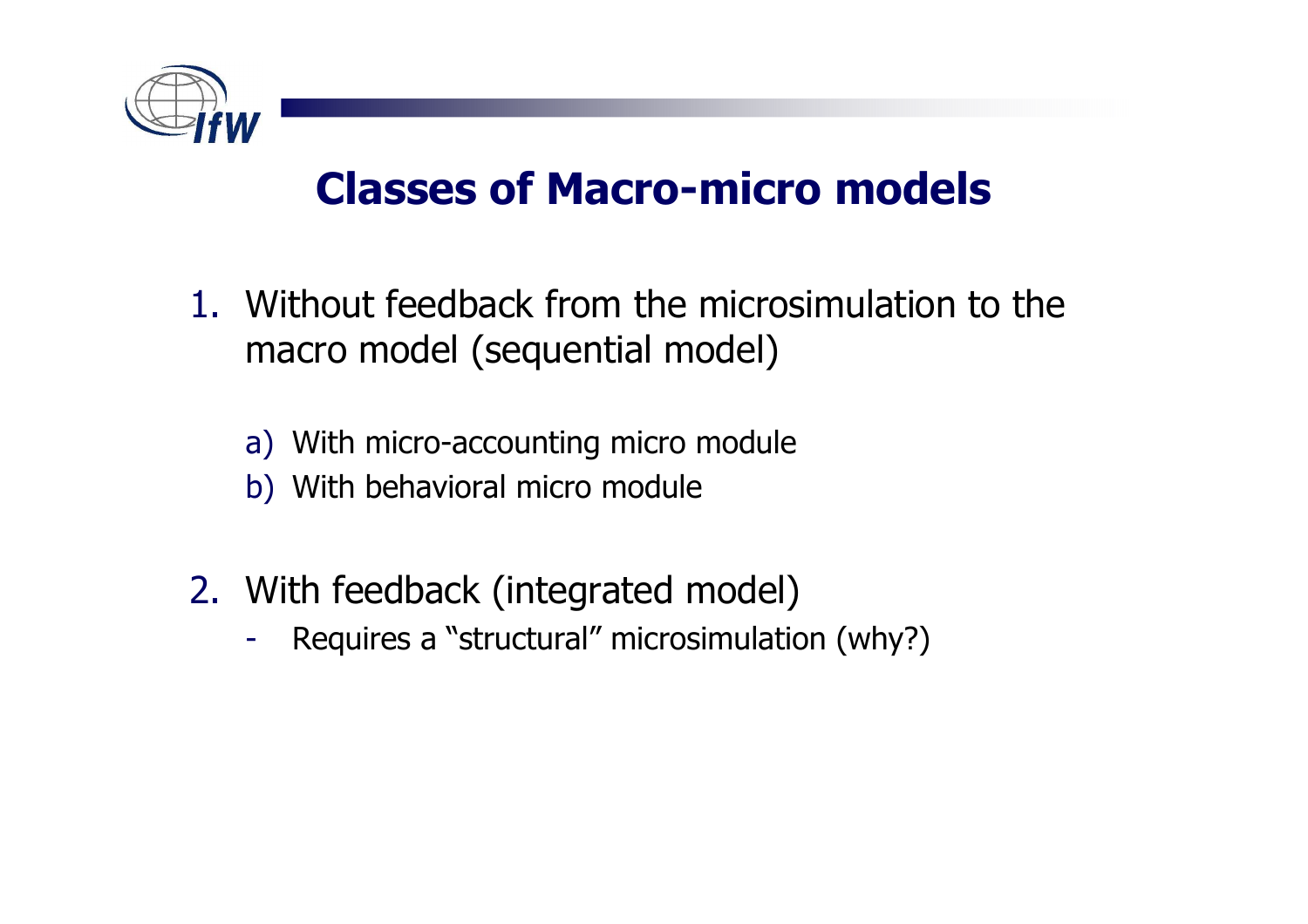# Classes of Macro-micro models

1. Without feedback from the microsimulation to the macro model (sequential model)

   a) With micro-accounting micro module
   b) With behavioral micro module

2. With feedback (integrated model)
   - Requires a “structural” microsimulation (why?)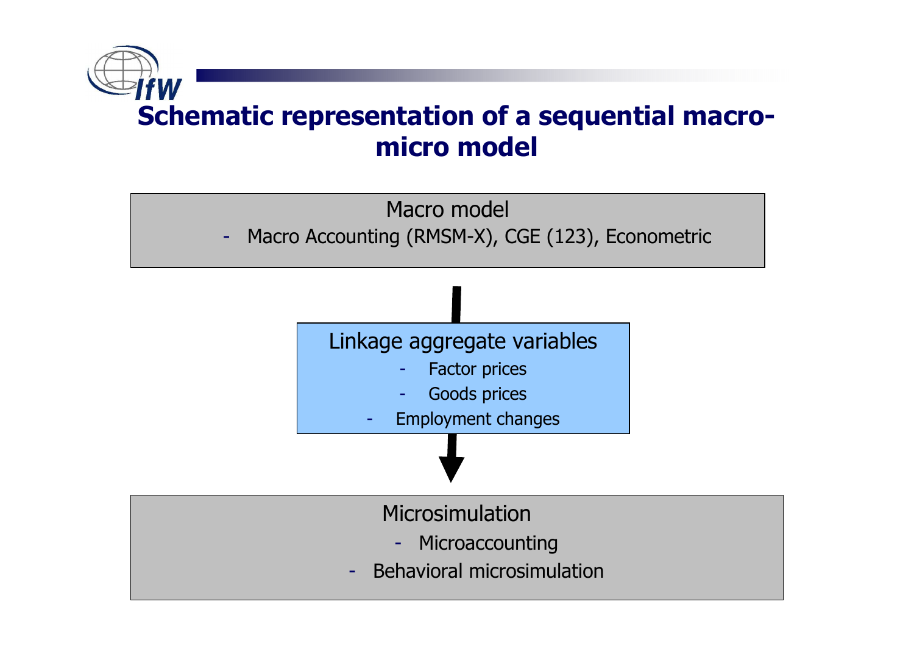# Schematic representation of a sequential macro-micro model

**Macro model**

- Macro Accounting (RMSM-X), CGE (123), Econometric

↓

**Linkage aggregate variables**

- Factor prices
- Goods prices
- Employment changes

↓

**Microsimulation**

- Microaccounting
- Behavioral microsimulation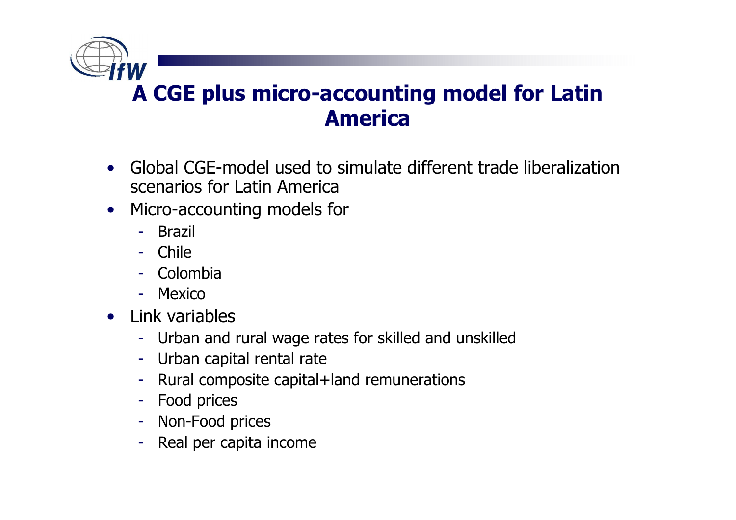# A CGE plus micro-accounting model for Latin America

- Global CGE-model used to simulate different trade liberalization scenarios for Latin America
- Micro-accounting models for
  - Brazil
  - Chile
  - Colombia
  - Mexico
- Link variables
  - Urban and rural wage rates for skilled and unskilled
  - Urban capital rental rate
  - Rural composite capital+land remunerations
  - Food prices
  - Non-Food prices
  - Real per capita income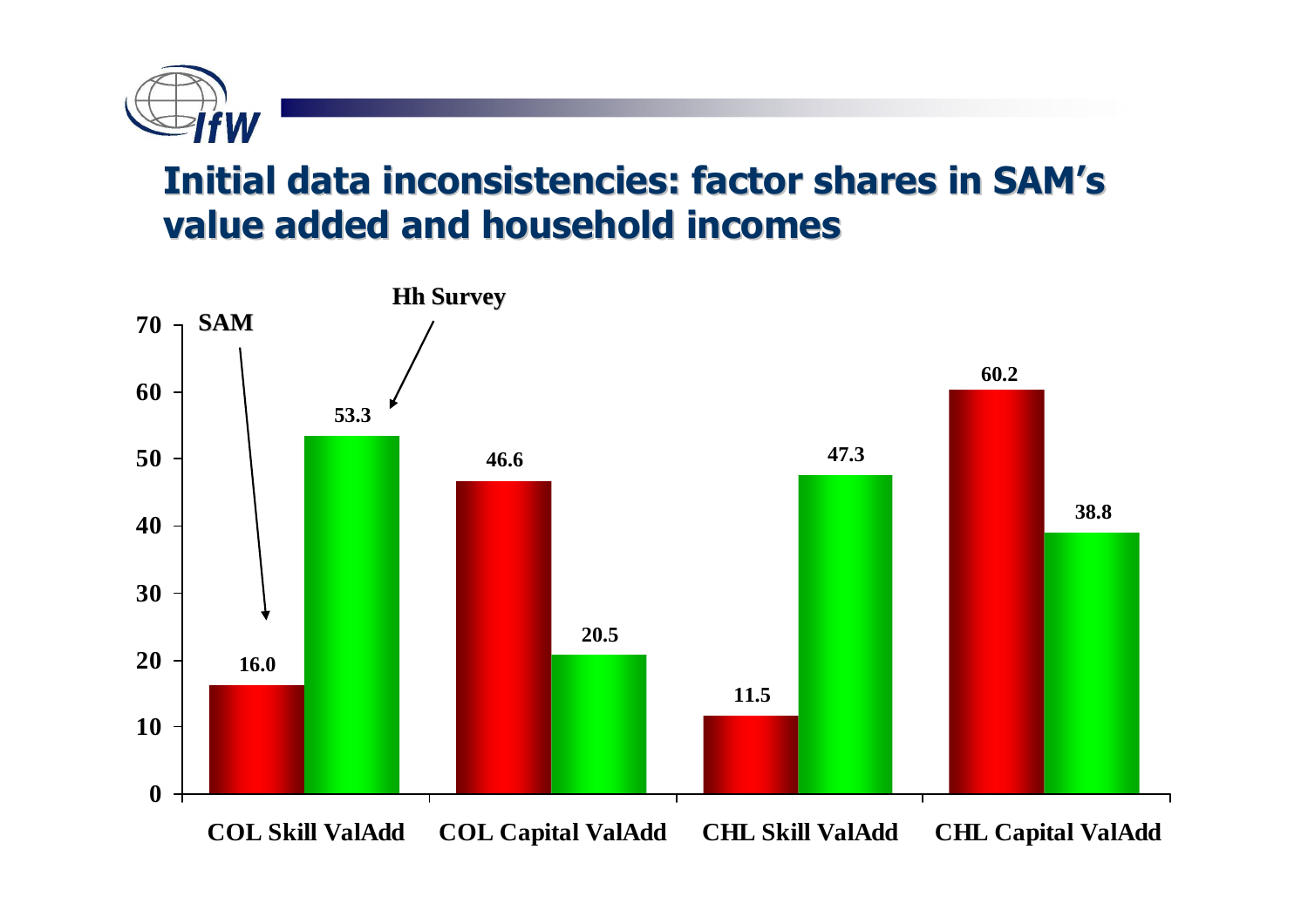# Initial data inconsistencies: factor shares in SAM's value added and household incomes

| | SAM | Hh Survey |
|---|---|---|
| COL Skill ValAdd | 16.0 | 53.3 |
| COL Capital ValAdd | 46.6 | 20.5 |
| CHL Skill ValAdd | 11.5 | 47.3 |
| CHL Capital ValAdd | 60.2 | 38.8 |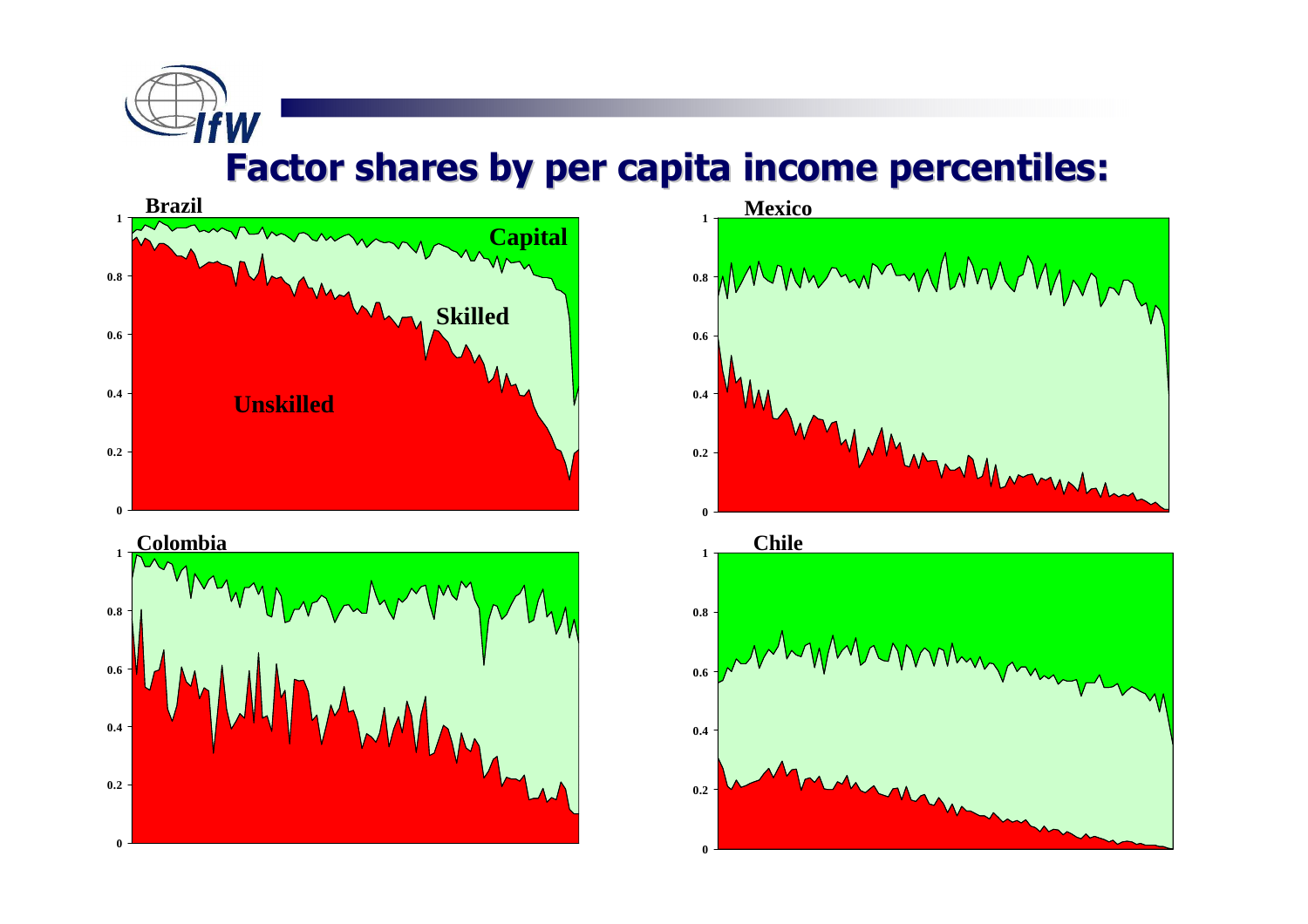# Factor shares by per capita income percentiles:

**Brazil**

**Capital**

**Skilled**

**Unskilled**

**Mexico**

**Colombia**

**Chile**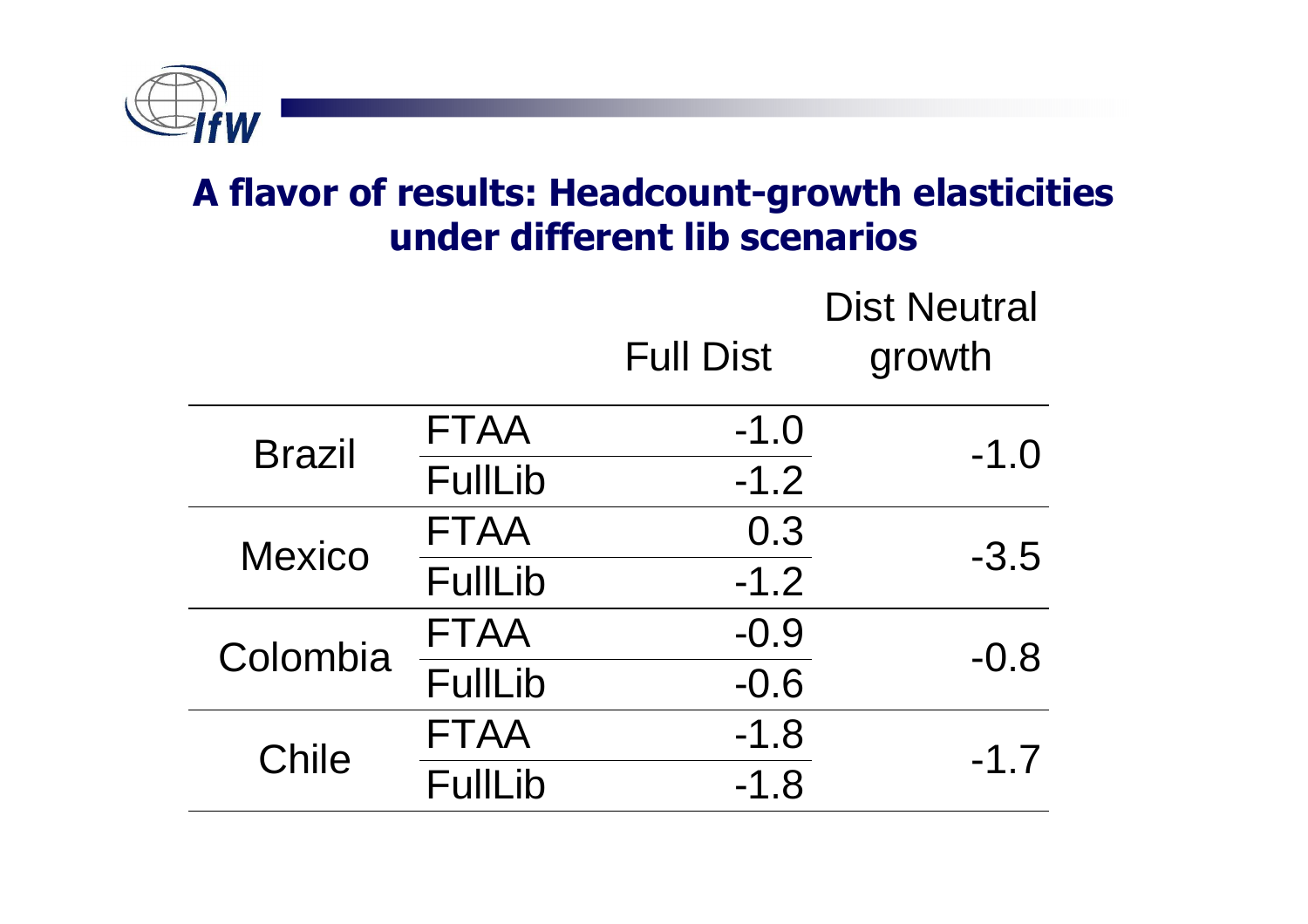## A flavor of results: Headcount-growth elasticities under different lib scenarios

| | | Full Dist | Dist Neutral growth |
|---|---|---|---|
| Brazil | FTAA | -1.0 | -1.0 |
| | FullLib | -1.2 | |
| Mexico | FTAA | 0.3 | -3.5 |
| | FullLib | -1.2 | |
| Colombia | FTAA | -0.9 | -0.8 |
| | FullLib | -0.6 | |
| Chile | FTAA | -1.8 | -1.7 |
| | FullLib | -1.8 | |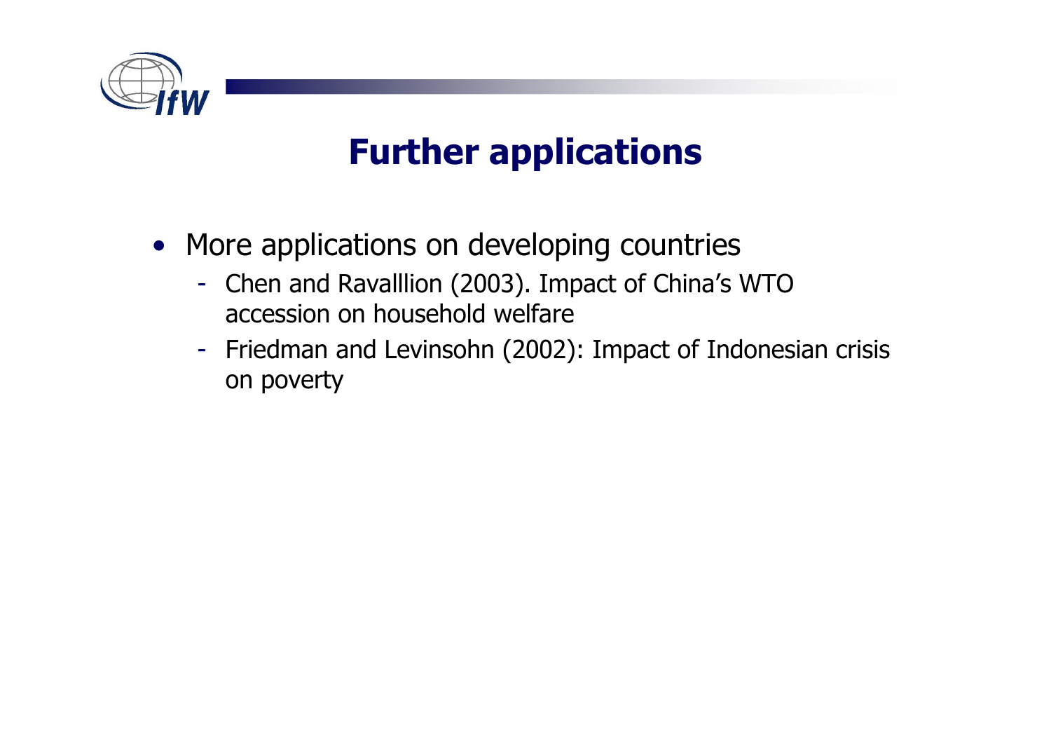# Further applications

- More applications on developing countries
  - Chen and Ravalllion (2003). Impact of China's WTO accession on household welfare
  - Friedman and Levinsohn (2002): Impact of Indonesian crisis on poverty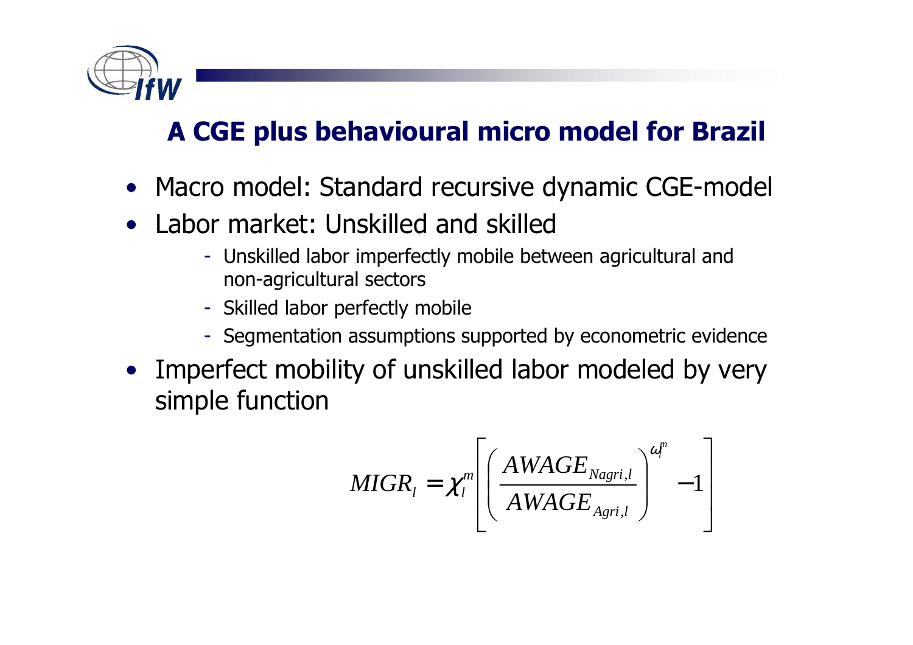## A CGE plus behavioural micro model for Brazil

- Macro model: Standard recursive dynamic CGE-model
- Labor market: Unskilled and skilled
  - Unskilled labor imperfectly mobile between agricultural and non-agricultural sectors
  - Skilled labor perfectly mobile
  - Segmentation assumptions supported by econometric evidence
- Imperfect mobility of unskilled labor modeled by very simple function

$$MIGR_l = \chi_l^m \left[ \left( \frac{AWAGE_{Nagri,l}}{AWAGE_{Agri,l}} \right)^{\omega_l^m} - 1 \right]$$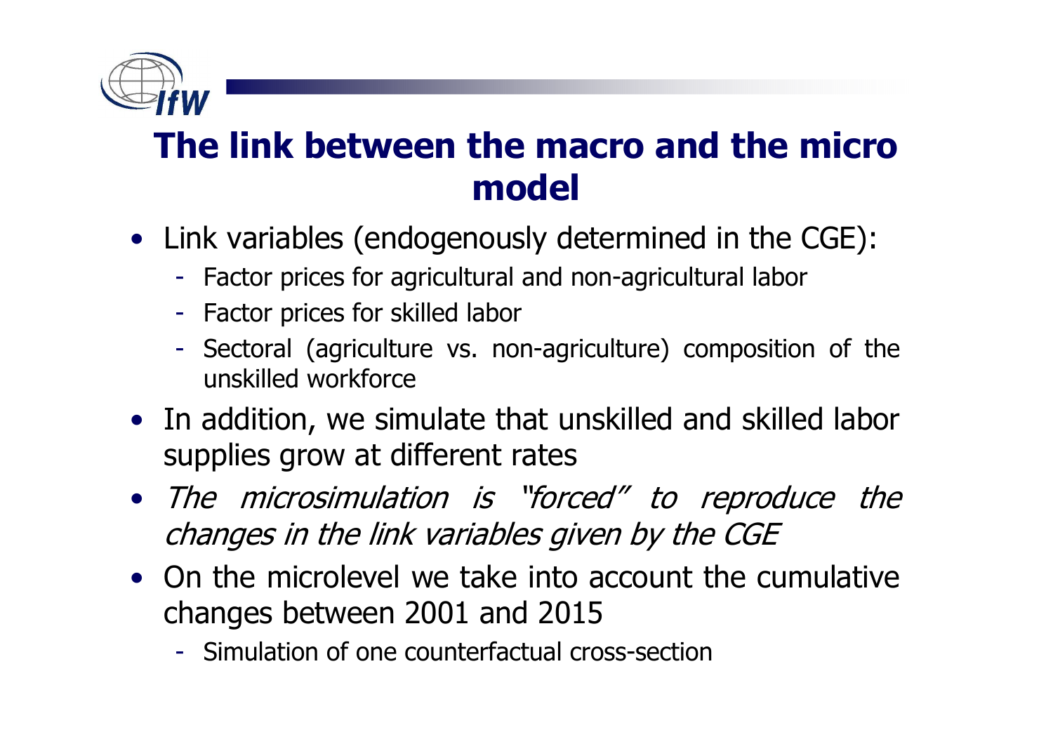# The link between the macro and the micro model

- Link variables (endogenously determined in the CGE):
  - Factor prices for agricultural and non-agricultural labor
  - Factor prices for skilled labor
  - Sectoral (agriculture vs. non-agriculture) composition of the unskilled workforce
- In addition, we simulate that unskilled and skilled labor supplies grow at different rates
- *The microsimulation is "forced" to reproduce the changes in the link variables given by the CGE*
- On the microlevel we take into account the cumulative changes between 2001 and 2015
  - Simulation of one counterfactual cross-section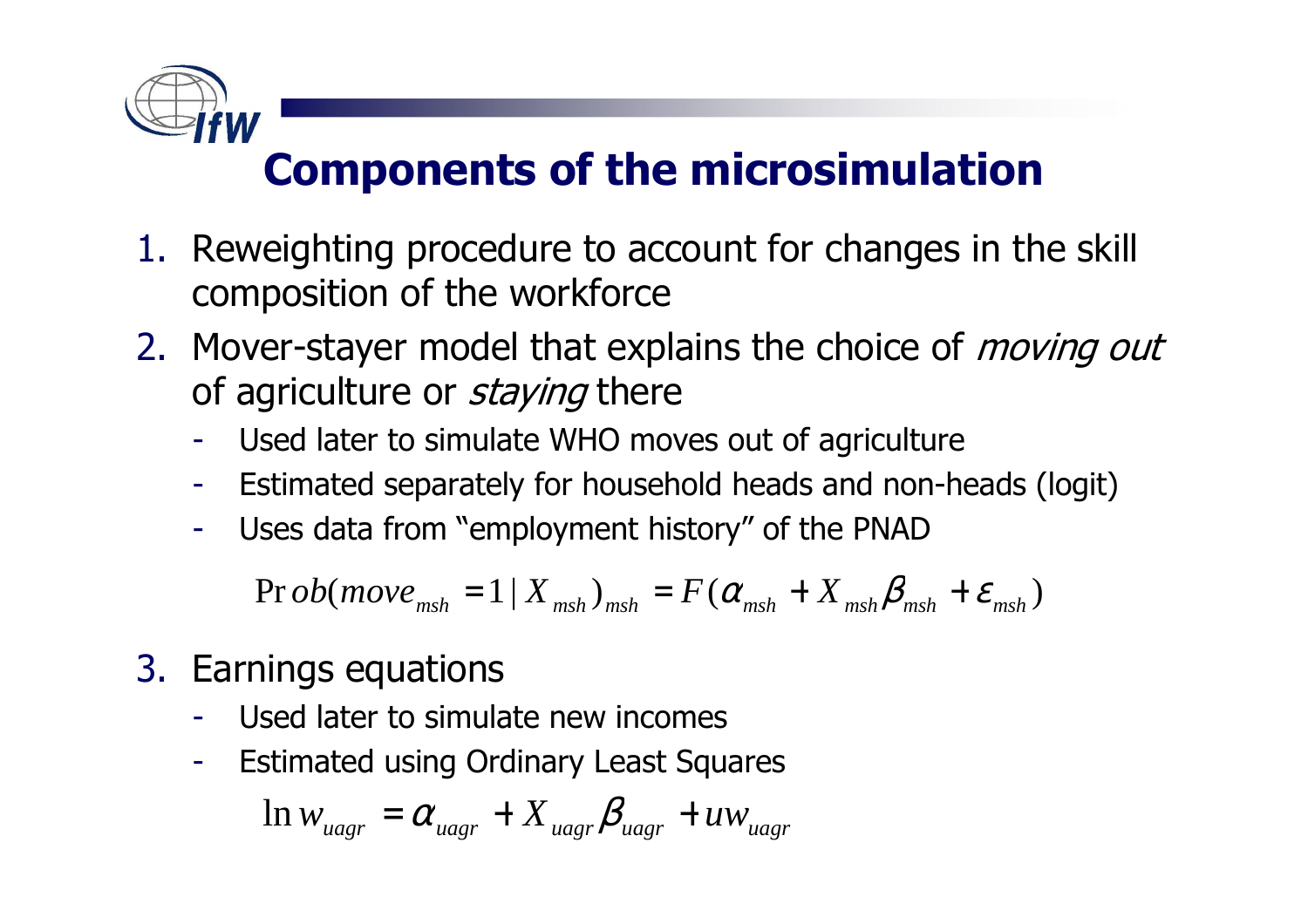# Components of the microsimulation

1. Reweighting procedure to account for changes in the skill composition of the workforce
2. Mover-stayer model that explains the choice of *moving out* of agriculture or *staying* there
   - Used later to simulate WHO moves out of agriculture
   - Estimated separately for household heads and non-heads (logit)
   - Uses data from "employment history" of the PNAD

$$\Pr ob(move_{msh} = 1 \mid X_{msh})_{msh} = F(\alpha_{msh} + X_{msh}\beta_{msh} + \varepsilon_{msh})$$

3. Earnings equations
   - Used later to simulate new incomes
   - Estimated using Ordinary Least Squares

$$\ln w_{uagr} = \alpha_{uagr} + X_{uagr}\beta_{uagr} + uw_{uagr}$$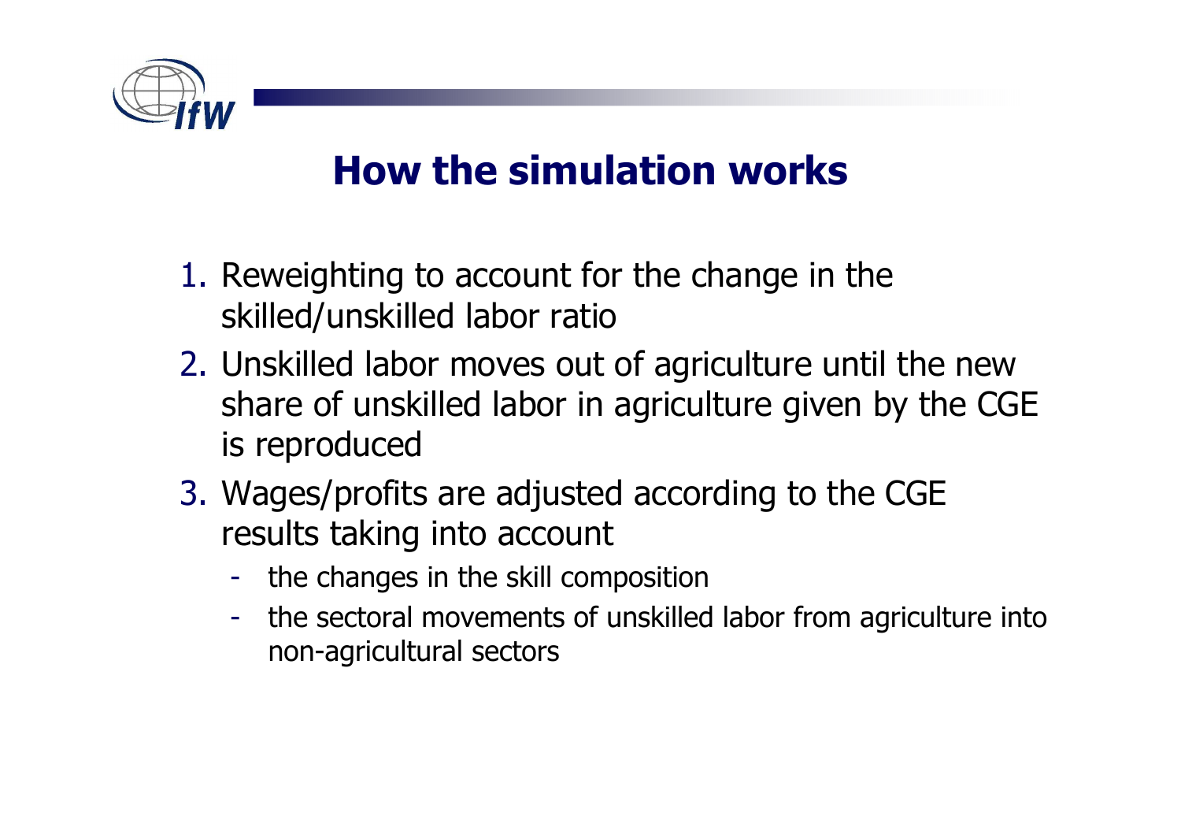# How the simulation works

1. Reweighting to account for the change in the skilled/unskilled labor ratio
2. Unskilled labor moves out of agriculture until the new share of unskilled labor in agriculture given by the CGE is reproduced
3. Wages/profits are adjusted according to the CGE results taking into account
   - the changes in the skill composition
   - the sectoral movements of unskilled labor from agriculture into non-agricultural sectors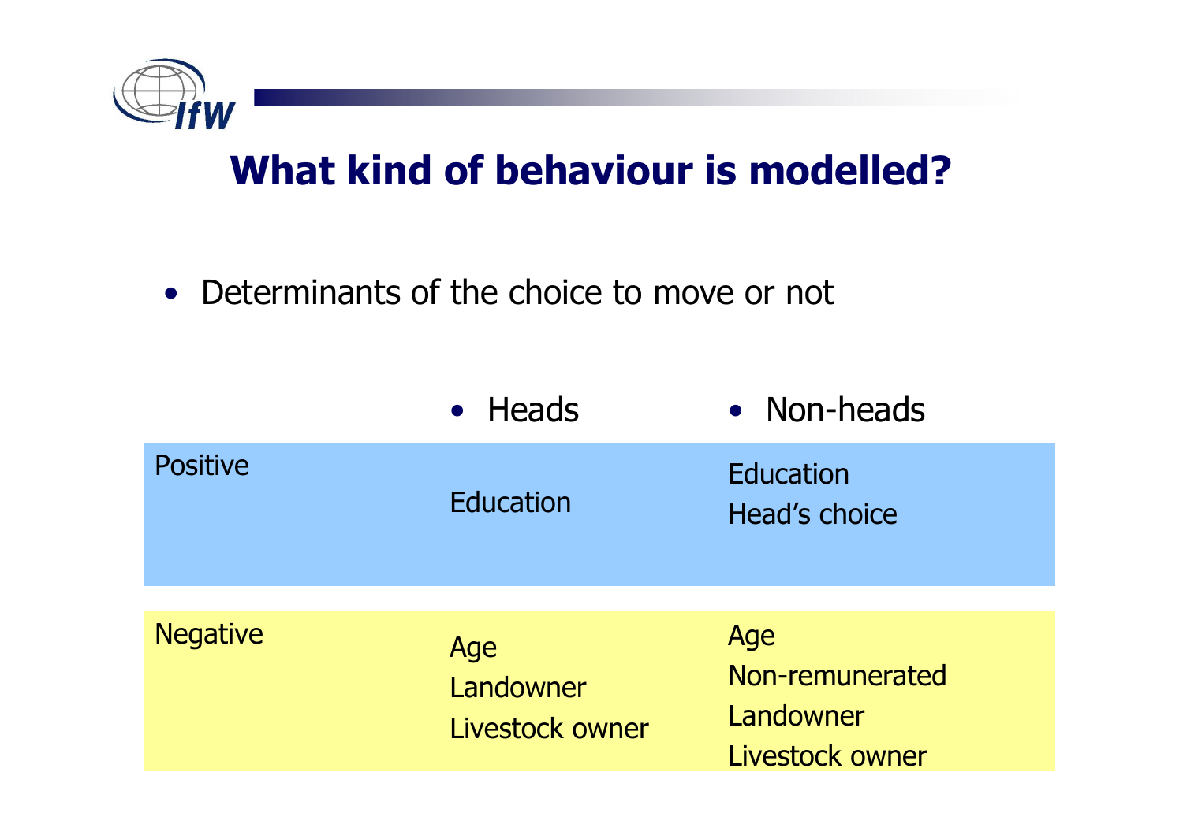# What kind of behaviour is modelled?

- Determinants of the choice to move or not

| | Heads | Non-heads |
|---|---|---|
| Positive | Education | Education<br>Head's choice |
| Negative | Age<br>Landowner<br>Livestock owner | Age<br>Non-remunerated<br>Landowner<br>Livestock owner |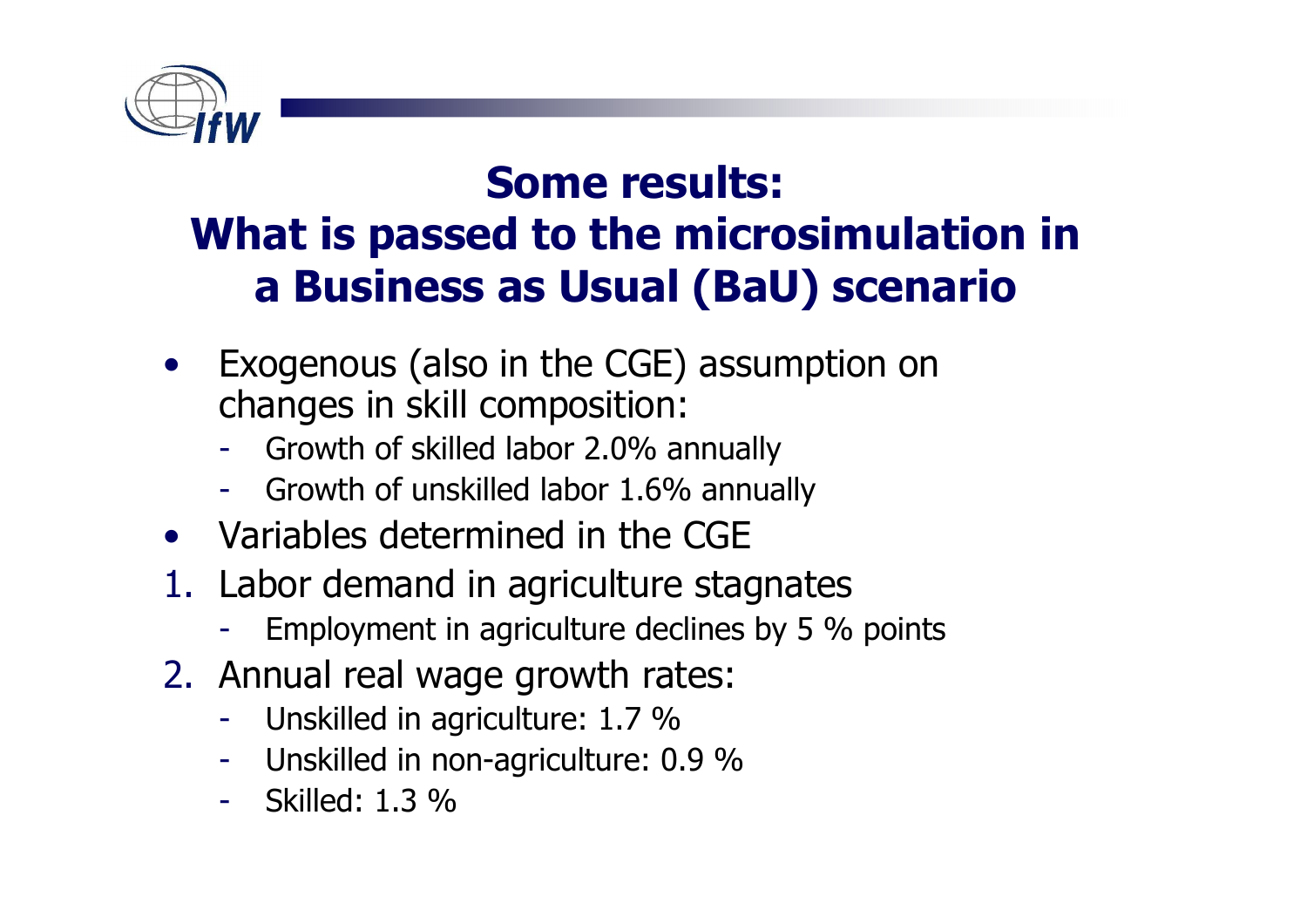# Some results: What is passed to the microsimulation in a Business as Usual (BaU) scenario

- Exogenous (also in the CGE) assumption on changes in skill composition:
  - Growth of skilled labor 2.0% annually
  - Growth of unskilled labor 1.6% annually
- Variables determined in the CGE

1. Labor demand in agriculture stagnates
   - Employment in agriculture declines by 5 % points
2. Annual real wage growth rates:
   - Unskilled in agriculture: 1.7 %
   - Unskilled in non-agriculture: 0.9 %
   - Skilled: 1.3 %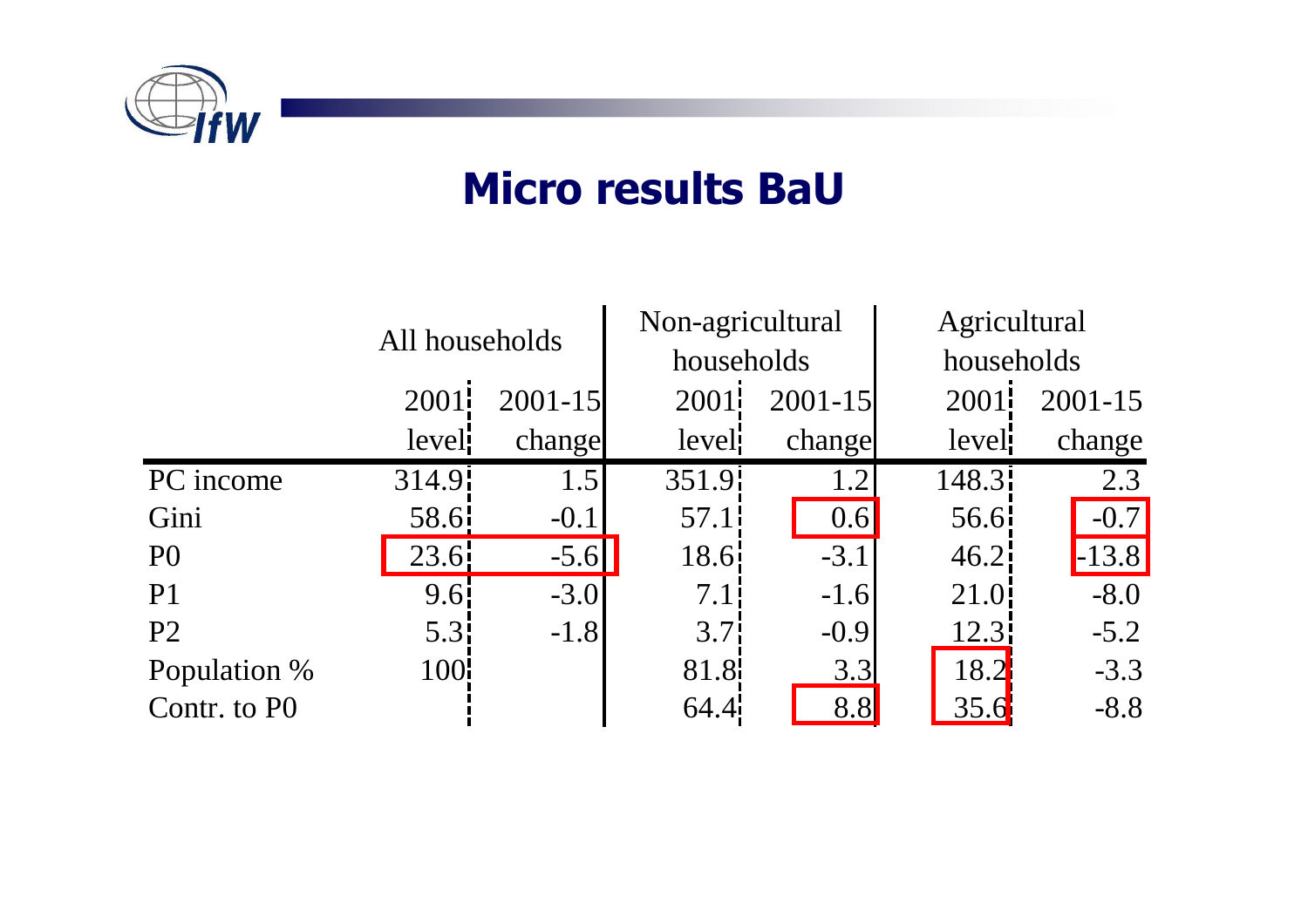# Micro results BaU

| | All households | | Non-agricultural households | | Agricultural households | |
|---|---|---|---|---|---|---|
| | 2001 level | 2001-15 change | 2001 level | 2001-15 change | 2001 level | 2001-15 change |
| PC income | 314.9 | 1.5 | 351.9 | 1.2 | 148.3 | 2.3 |
| Gini | 58.6 | -0.1 | 57.1 | 0.6 | 56.6 | -0.7 |
| P0 | 23.6 | -5.6 | 18.6 | -3.1 | 46.2 | -13.8 |
| P1 | 9.6 | -3.0 | 7.1 | -1.6 | 21.0 | -8.0 |
| P2 | 5.3 | -1.8 | 3.7 | -0.9 | 12.3 | -5.2 |
| Population % | 100 | | 81.8 | 3.3 | 18.2 | -3.3 |
| Contr. to P0 | | | 64.4 | 8.8 | 35.6 | -8.8 |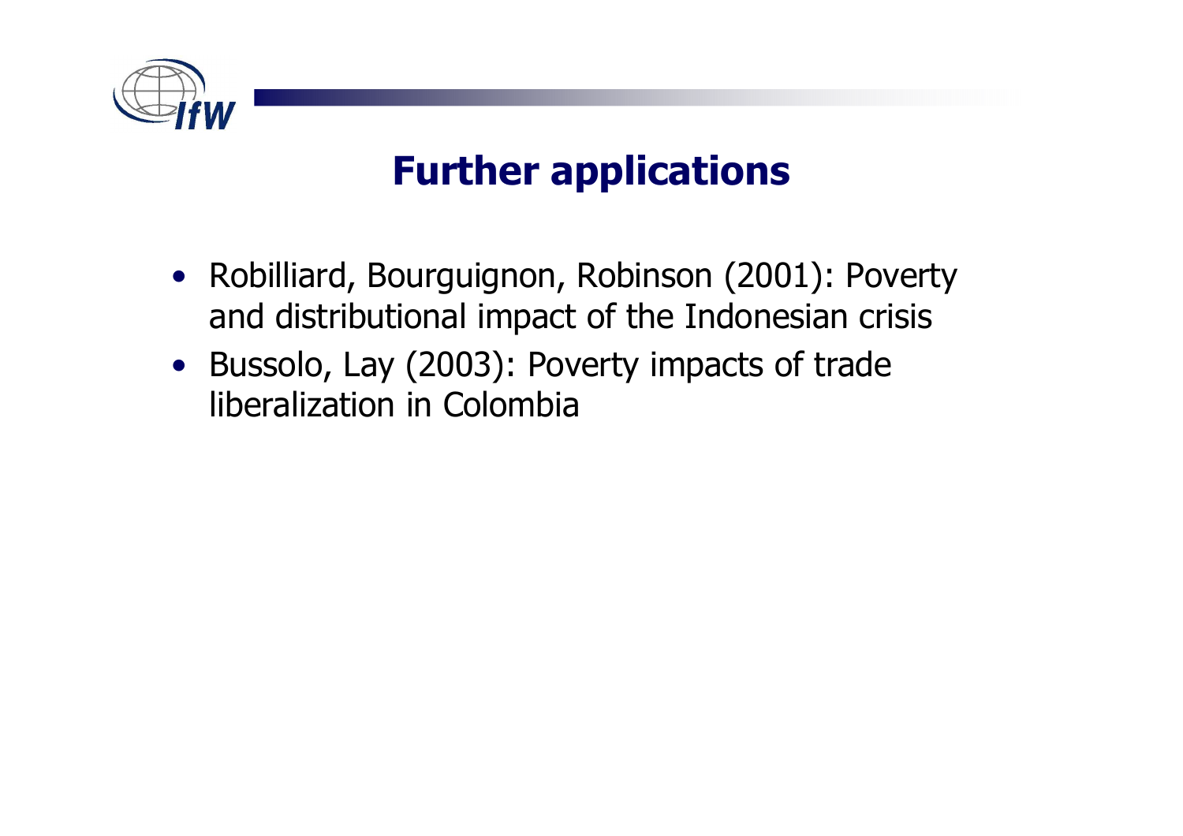# Further applications

- Robilliard, Bourguignon, Robinson (2001): Poverty and distributional impact of the Indonesian crisis
- Bussolo, Lay (2003): Poverty impacts of trade liberalization in Colombia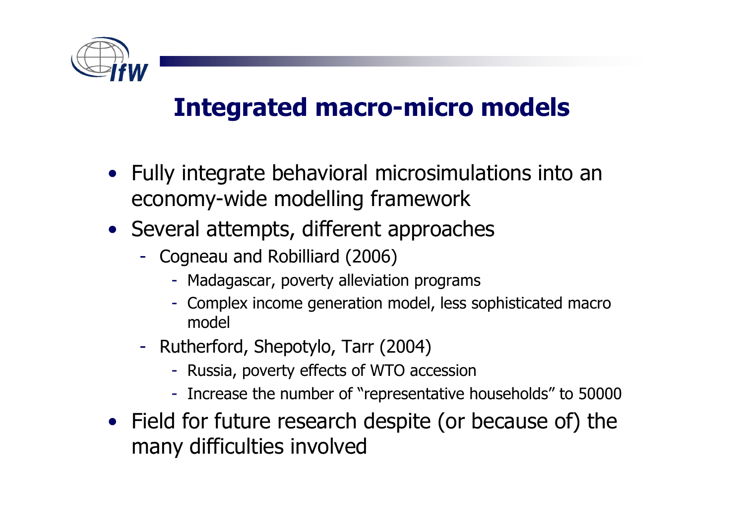# Integrated macro-micro models

- Fully integrate behavioral microsimulations into an economy-wide modelling framework
- Several attempts, different approaches
  - Cogneau and Robilliard (2006)
    - Madagascar, poverty alleviation programs
    - Complex income generation model, less sophisticated macro model
  - Rutherford, Shepotylo, Tarr (2004)
    - Russia, poverty effects of WTO accession
    - Increase the number of "representative households" to 50000
- Field for future research despite (or because of) the many difficulties involved